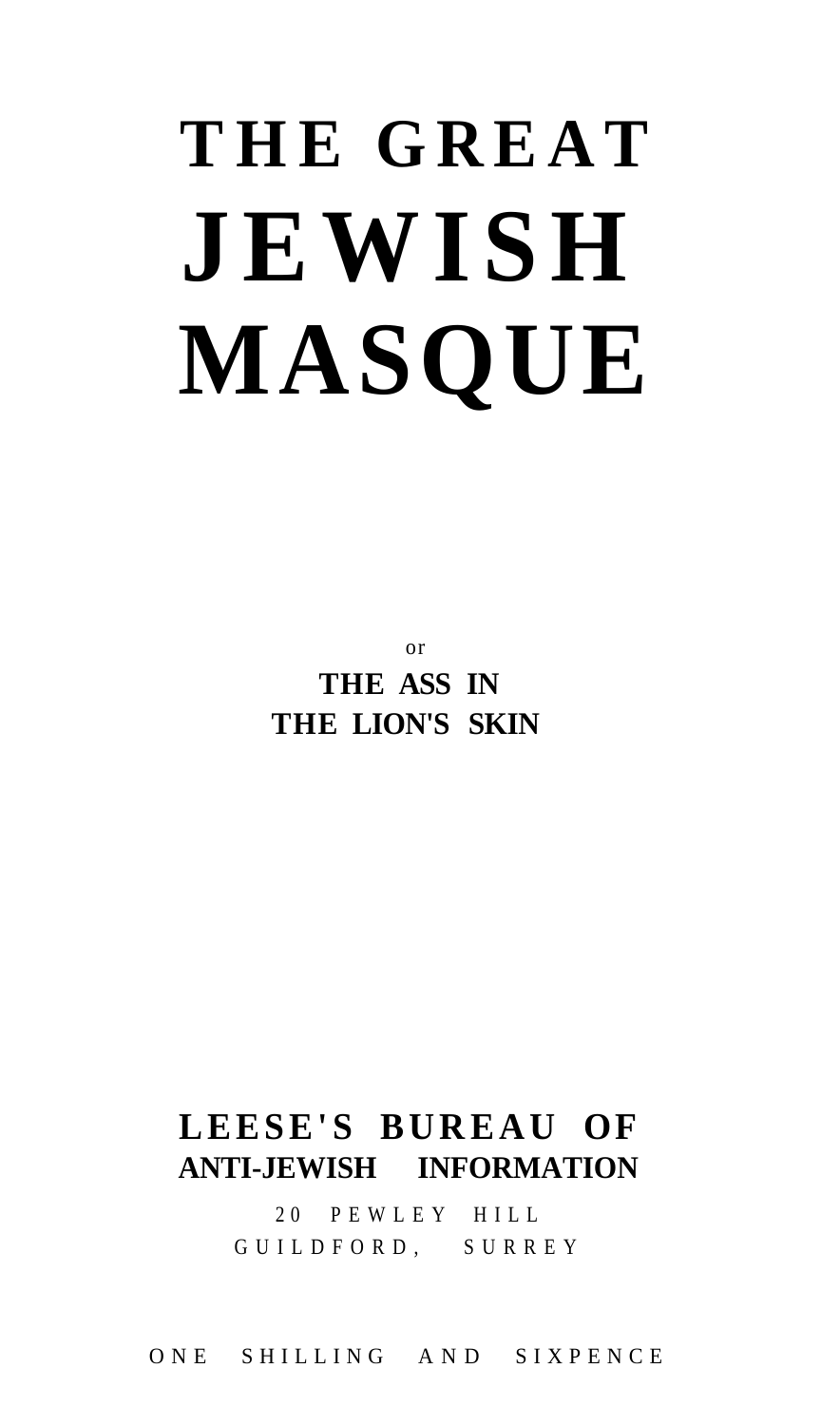# THE GREAT JEWISH MASQUE

or

**THE ASS IN THE LION'S SKIN**

**LEESE'S BUREAU OF ANTI-JEWISH INFORMATION**

20 PEWLEY HILL
GUILDFORD, SURREY

ONE SHILLING AND SIXPENCE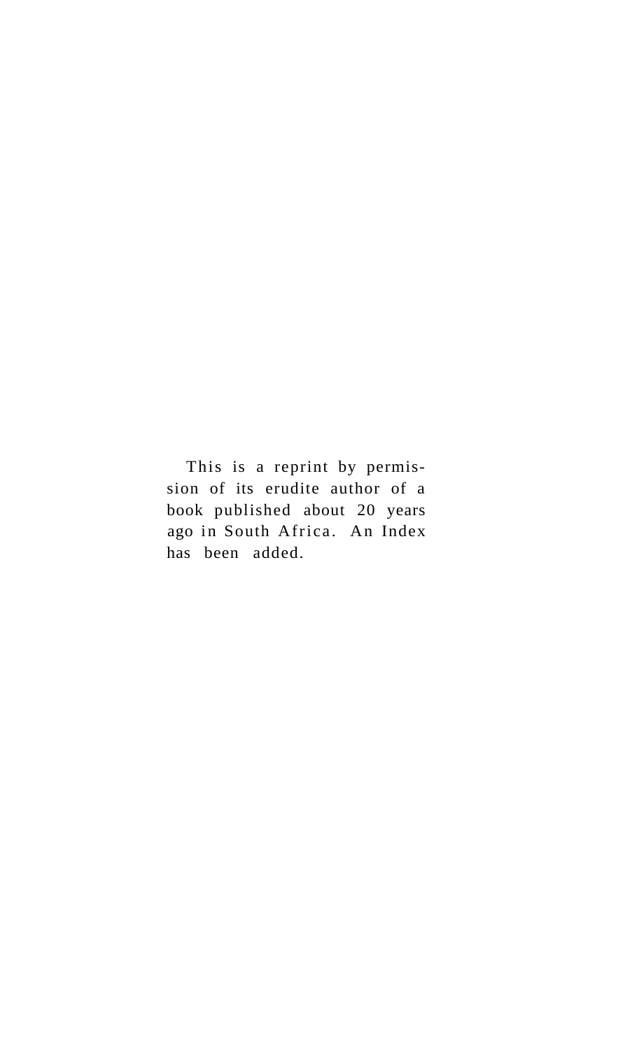This is a reprint by permission of its erudite author of a book published about 20 years ago in South Africa. An Index has been added.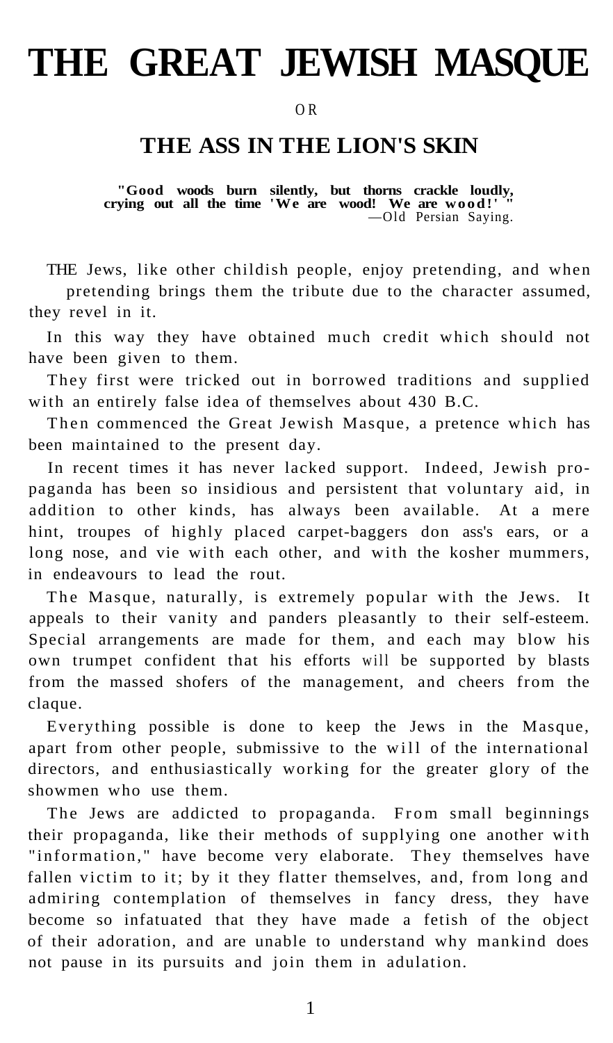# THE GREAT JEWISH MASQUE

OR

## THE ASS IN THE LION'S SKIN

**"Good woods burn silently, but thorns crackle loudly, crying out all the time 'We are wood! We are wood!' "**
—Old Persian Saying.

THE Jews, like other childish people, enjoy pretending, and when pretending brings them the tribute due to the character assumed, they revel in it.

In this way they have obtained much credit which should not have been given to them.

They first were tricked out in borrowed traditions and supplied with an entirely false idea of themselves about 430 B.C.

Then commenced the Great Jewish Masque, a pretence which has been maintained to the present day.

In recent times it has never lacked support. Indeed, Jewish propaganda has been so insidious and persistent that voluntary aid, in addition to other kinds, has always been available. At a mere hint, troupes of highly placed carpet-baggers don ass's ears, or a long nose, and vie with each other, and with the kosher mummers, in endeavours to lead the rout.

The Masque, naturally, is extremely popular with the Jews. It appeals to their vanity and panders pleasantly to their self-esteem. Special arrangements are made for them, and each may blow his own trumpet confident that his efforts will be supported by blasts from the massed shofers of the management, and cheers from the claque.

Everything possible is done to keep the Jews in the Masque, apart from other people, submissive to the will of the international directors, and enthusiastically working for the greater glory of the showmen who use them.

The Jews are addicted to propaganda. From small beginnings their propaganda, like their methods of supplying one another with "information," have become very elaborate. They themselves have fallen victim to it; by it they flatter themselves, and, from long and admiring contemplation of themselves in fancy dress, they have become so infatuated that they have made a fetish of the object of their adoration, and are unable to understand why mankind does not pause in its pursuits and join them in adulation.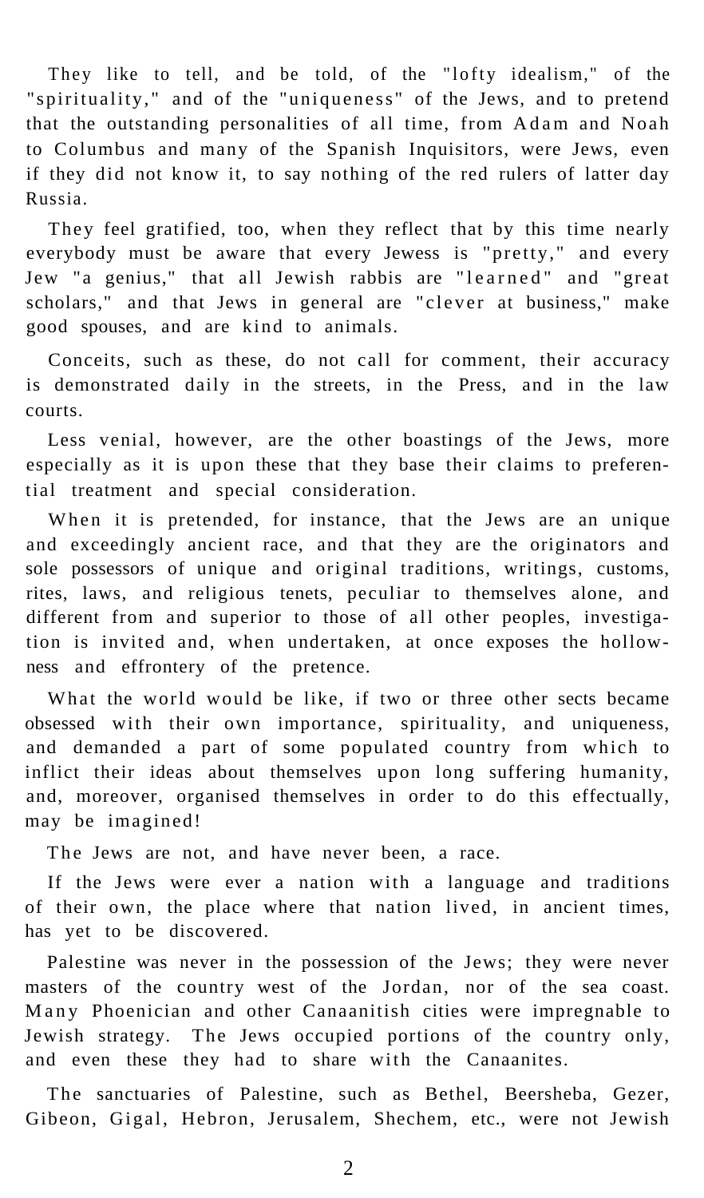They like to tell, and be told, of the "lofty idealism," of the "spirituality," and of the "uniqueness" of the Jews, and to pretend that the outstanding personalities of all time, from Adam and Noah to Columbus and many of the Spanish Inquisitors, were Jews, even if they did not know it, to say nothing of the red rulers of latter day Russia.

They feel gratified, too, when they reflect that by this time nearly everybody must be aware that every Jewess is "pretty," and every Jew "a genius," that all Jewish rabbis are "learned" and "great scholars," and that Jews in general are "clever at business," make good spouses, and are kind to animals.

Conceits, such as these, do not call for comment, their accuracy is demonstrated daily in the streets, in the Press, and in the law courts.

Less venial, however, are the other boastings of the Jews, more especially as it is upon these that they base their claims to preferential treatment and special consideration.

When it is pretended, for instance, that the Jews are an unique and exceedingly ancient race, and that they are the originators and sole possessors of unique and original traditions, writings, customs, rites, laws, and religious tenets, peculiar to themselves alone, and different from and superior to those of all other peoples, investigation is invited and, when undertaken, at once exposes the hollowness and effrontery of the pretence.

What the world would be like, if two or three other sects became obsessed with their own importance, spirituality, and uniqueness, and demanded a part of some populated country from which to inflict their ideas about themselves upon long suffering humanity, and, moreover, organised themselves in order to do this effectually, may be imagined!

The Jews are not, and have never been, a race.

If the Jews were ever a nation with a language and traditions of their own, the place where that nation lived, in ancient times, has yet to be discovered.

Palestine was never in the possession of the Jews; they were never masters of the country west of the Jordan, nor of the sea coast. Many Phoenician and other Canaanitish cities were impregnable to Jewish strategy. The Jews occupied portions of the country only, and even these they had to share with the Canaanites.

The sanctuaries of Palestine, such as Bethel, Beersheba, Gezer, Gibeon, Gigal, Hebron, Jerusalem, Shechem, etc., were not Jewish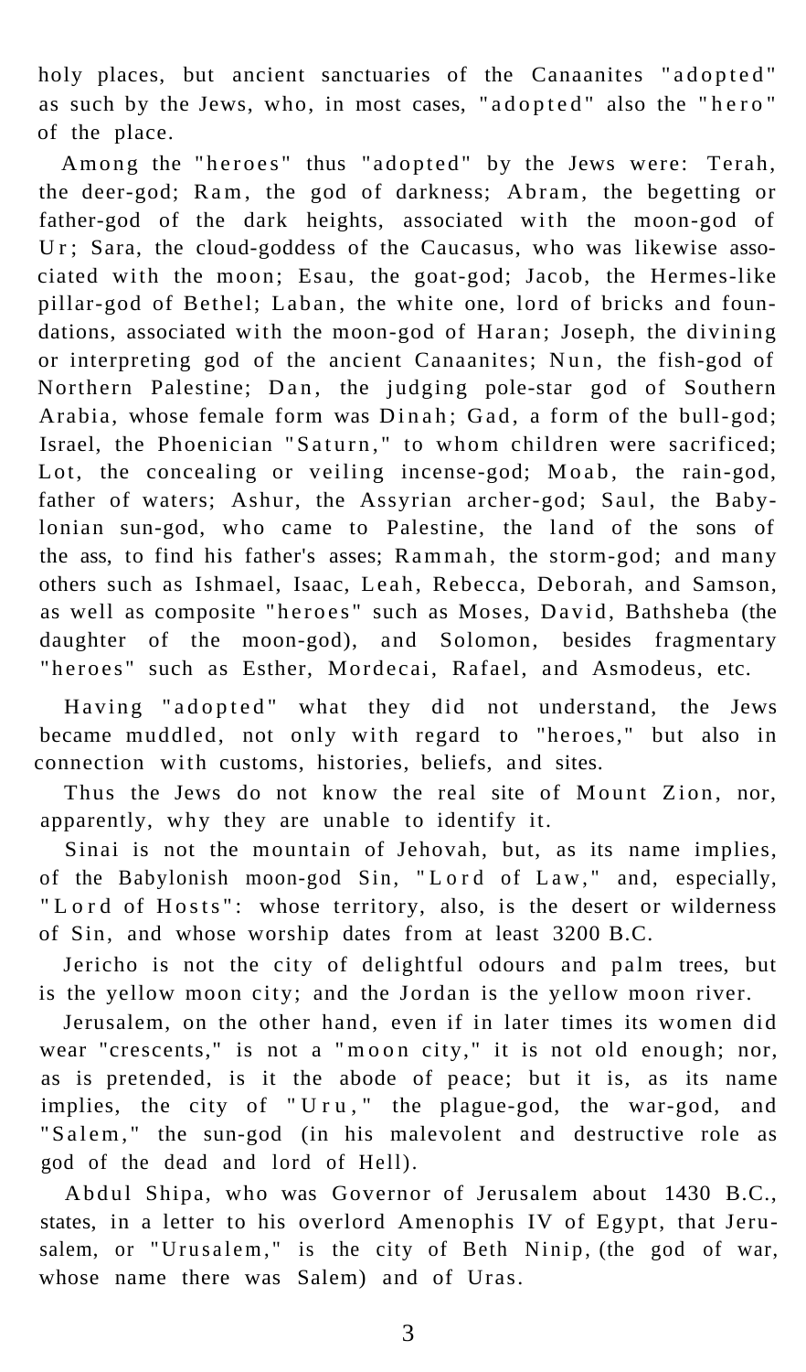holy places, but ancient sanctuaries of the Canaanites "adopted" as such by the Jews, who, in most cases, "adopted" also the "hero" of the place.

Among the "heroes" thus "adopted" by the Jews were: Terah, the deer-god; Ram, the god of darkness; Abram, the begetting or father-god of the dark heights, associated with the moon-god of Ur; Sara, the cloud-goddess of the Caucasus, who was likewise associated with the moon; Esau, the goat-god; Jacob, the Hermes-like pillar-god of Bethel; Laban, the white one, lord of bricks and foundations, associated with the moon-god of Haran; Joseph, the divining or interpreting god of the ancient Canaanites; Nun, the fish-god of Northern Palestine; Dan, the judging pole-star god of Southern Arabia, whose female form was Dinah; Gad, a form of the bull-god; Israel, the Phoenician "Saturn," to whom children were sacrificed; Lot, the concealing or veiling incense-god; Moab, the rain-god, father of waters; Ashur, the Assyrian archer-god; Saul, the Babylonian sun-god, who came to Palestine, the land of the sons of the ass, to find his father's asses; Rammah, the storm-god; and many others such as Ishmael, Isaac, Leah, Rebecca, Deborah, and Samson, as well as composite "heroes" such as Moses, David, Bathsheba (the daughter of the moon-god), and Solomon, besides fragmentary "heroes" such as Esther, Mordecai, Rafael, and Asmodeus, etc.

Having "adopted" what they did not understand, the Jews became muddled, not only with regard to "heroes," but also in connection with customs, histories, beliefs, and sites.

Thus the Jews do not know the real site of Mount Zion, nor, apparently, why they are unable to identify it.

Sinai is not the mountain of Jehovah, but, as its name implies, of the Babylonish moon-god Sin, "Lord of Law," and, especially, "Lord of Hosts": whose territory, also, is the desert or wilderness of Sin, and whose worship dates from at least 3200 B.C.

Jericho is not the city of delightful odours and palm trees, but is the yellow moon city; and the Jordan is the yellow moon river.

Jerusalem, on the other hand, even if in later times its women did wear "crescents," is not a "moon city," it is not old enough; nor, as is pretended, is it the abode of peace; but it is, as its name implies, the city of "Uru," the plague-god, the war-god, and "Salem," the sun-god (in his malevolent and destructive role as god of the dead and lord of Hell).

Abdul Shipa, who was Governor of Jerusalem about 1430 B.C., states, in a letter to his overlord Amenophis IV of Egypt, that Jerusalem, or "Urusalem," is the city of Beth Ninip, (the god of war, whose name there was Salem) and of Uras.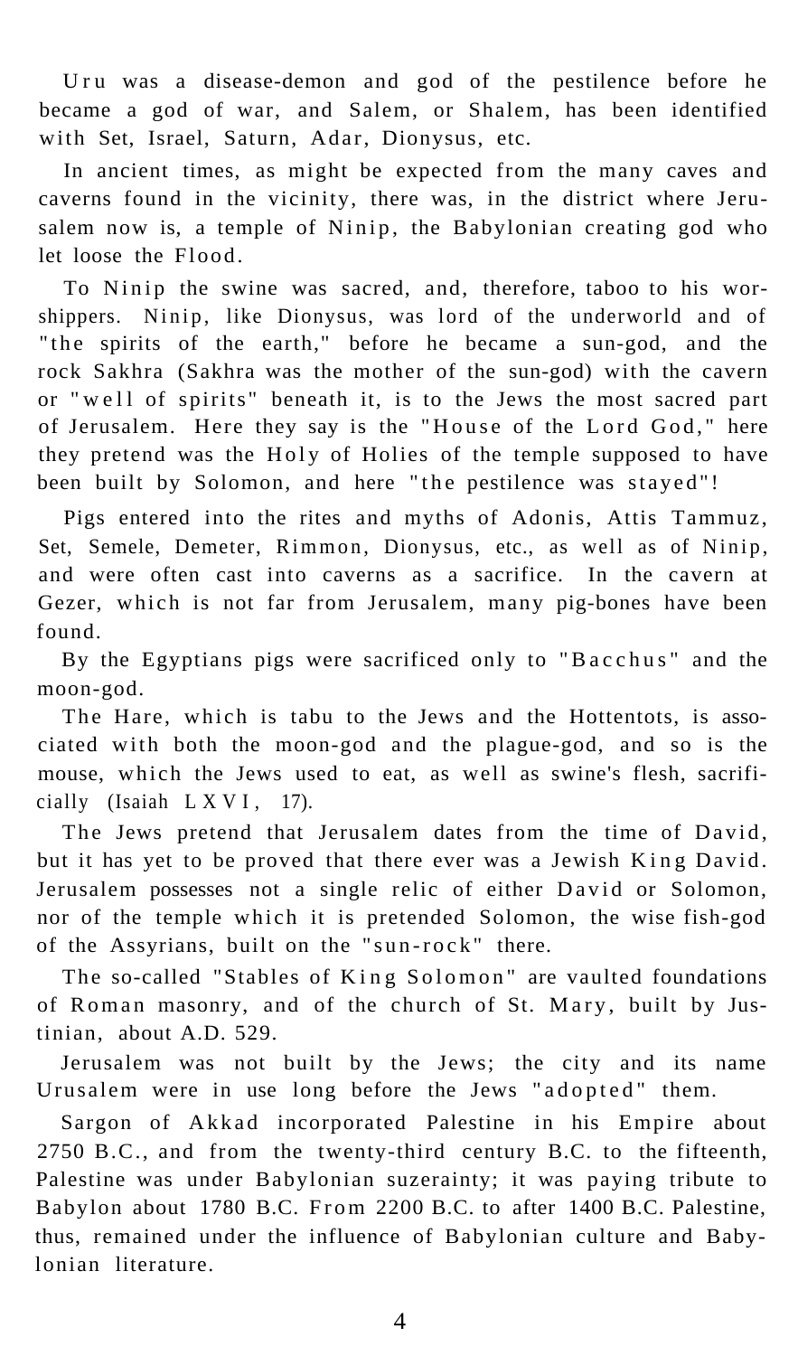Uru was a disease-demon and god of the pestilence before he became a god of war, and Salem, or Shalem, has been identified with Set, Israel, Saturn, Adar, Dionysus, etc.

In ancient times, as might be expected from the many caves and caverns found in the vicinity, there was, in the district where Jerusalem now is, a temple of Ninip, the Babylonian creating god who let loose the Flood.

To Ninip the swine was sacred, and, therefore, taboo to his worshippers. Ninip, like Dionysus, was lord of the underworld and of "the spirits of the earth," before he became a sun-god, and the rock Sakhra (Sakhra was the mother of the sun-god) with the cavern or "well of spirits" beneath it, is to the Jews the most sacred part of Jerusalem. Here they say is the "House of the Lord God," here they pretend was the Holy of Holies of the temple supposed to have been built by Solomon, and here "the pestilence was stayed"!

Pigs entered into the rites and myths of Adonis, Attis Tammuz, Set, Semele, Demeter, Rimmon, Dionysus, etc., as well as of Ninip, and were often cast into caverns as a sacrifice. In the cavern at Gezer, which is not far from Jerusalem, many pig-bones have been found.

By the Egyptians pigs were sacrificed only to "Bacchus" and the moon-god.

The Hare, which is tabu to the Jews and the Hottentots, is associated with both the moon-god and the plague-god, and so is the mouse, which the Jews used to eat, as well as swine's flesh, sacrificially (Isaiah LXVI, 17).

The Jews pretend that Jerusalem dates from the time of David, but it has yet to be proved that there ever was a Jewish King David. Jerusalem possesses not a single relic of either David or Solomon, nor of the temple which it is pretended Solomon, the wise fish-god of the Assyrians, built on the "sun-rock" there.

The so-called "Stables of King Solomon" are vaulted foundations of Roman masonry, and of the church of St. Mary, built by Justinian, about A.D. 529.

Jerusalem was not built by the Jews; the city and its name Urusalem were in use long before the Jews "adopted" them.

Sargon of Akkad incorporated Palestine in his Empire about 2750 B.C., and from the twenty-third century B.C. to the fifteenth, Palestine was under Babylonian suzerainty; it was paying tribute to Babylon about 1780 B.C. From 2200 B.C. to after 1400 B.C. Palestine, thus, remained under the influence of Babylonian culture and Babylonian literature.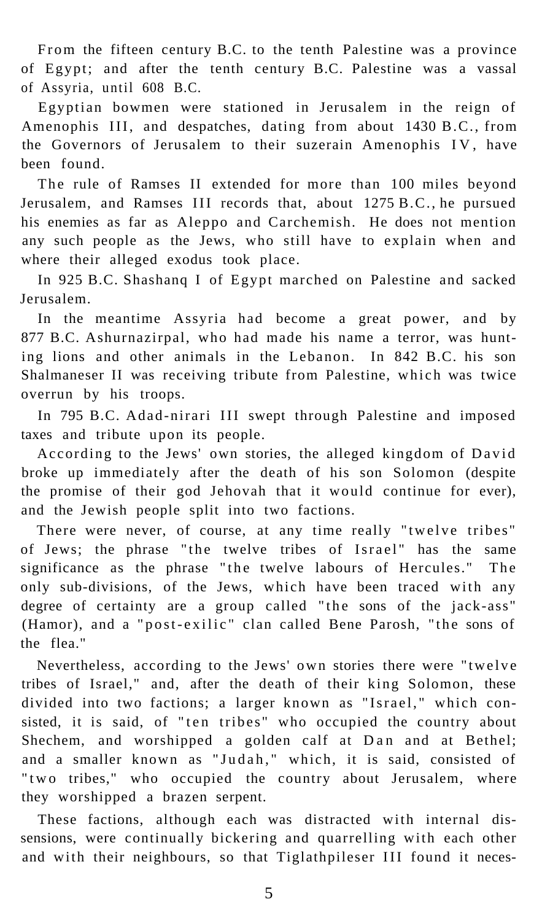From the fifteen century B.C. to the tenth Palestine was a province of Egypt; and after the tenth century B.C. Palestine was a vassal of Assyria, until 608 B.C.

Egyptian bowmen were stationed in Jerusalem in the reign of Amenophis III, and despatches, dating from about 1430 B.C., from the Governors of Jerusalem to their suzerain Amenophis IV, have been found.

The rule of Ramses II extended for more than 100 miles beyond Jerusalem, and Ramses III records that, about 1275 B.C., he pursued his enemies as far as Aleppo and Carchemish. He does not mention any such people as the Jews, who still have to explain when and where their alleged exodus took place.

In 925 B.C. Shashanq I of Egypt marched on Palestine and sacked Jerusalem.

In the meantime Assyria had become a great power, and by 877 B.C. Ashurnazirpal, who had made his name a terror, was hunting lions and other animals in the Lebanon. In 842 B.C. his son Shalmaneser II was receiving tribute from Palestine, which was twice overrun by his troops.

In 795 B.C. Adad-nirari III swept through Palestine and imposed taxes and tribute upon its people.

According to the Jews' own stories, the alleged kingdom of David broke up immediately after the death of his son Solomon (despite the promise of their god Jehovah that it would continue for ever), and the Jewish people split into two factions.

There were never, of course, at any time really "twelve tribes" of Jews; the phrase "the twelve tribes of Israel" has the same significance as the phrase "the twelve labours of Hercules." The only sub-divisions, of the Jews, which have been traced with any degree of certainty are a group called "the sons of the jack-ass" (Hamor), and a "post-exilic" clan called Bene Parosh, "the sons of the flea."

Nevertheless, according to the Jews' own stories there were "twelve tribes of Israel," and, after the death of their king Solomon, these divided into two factions; a larger known as "Israel," which consisted, it is said, of "ten tribes" who occupied the country about Shechem, and worshipped a golden calf at Dan and at Bethel; and a smaller known as "Judah," which, it is said, consisted of "two tribes," who occupied the country about Jerusalem, where they worshipped a brazen serpent.

These factions, although each was distracted with internal dissensions, were continually bickering and quarrelling with each other and with their neighbours, so that Tiglathpileser III found it neces-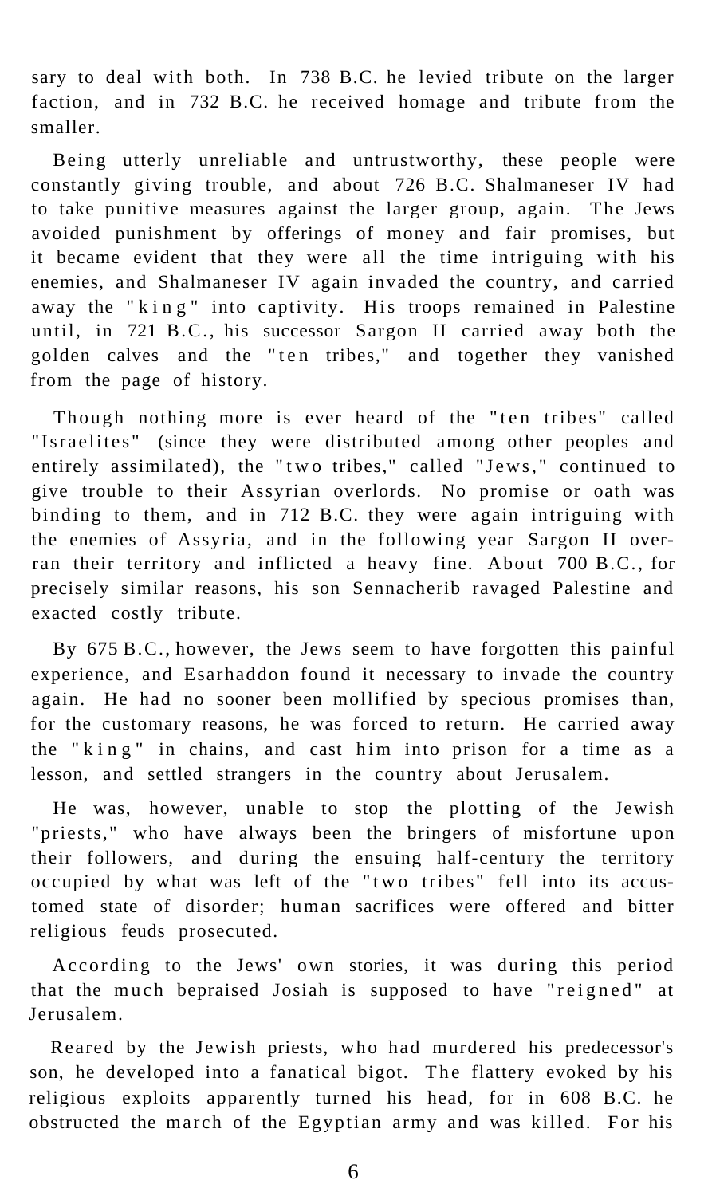sary to deal with both. In 738 B.C. he levied tribute on the larger faction, and in 732 B.C. he received homage and tribute from the smaller.

Being utterly unreliable and untrustworthy, these people were constantly giving trouble, and about 726 B.C. Shalmaneser IV had to take punitive measures against the larger group, again. The Jews avoided punishment by offerings of money and fair promises, but it became evident that they were all the time intriguing with his enemies, and Shalmaneser IV again invaded the country, and carried away the "king" into captivity. His troops remained in Palestine until, in 721 B.C., his successor Sargon II carried away both the golden calves and the "ten tribes," and together they vanished from the page of history.

Though nothing more is ever heard of the "ten tribes" called "Israelites" (since they were distributed among other peoples and entirely assimilated), the "two tribes," called "Jews," continued to give trouble to their Assyrian overlords. No promise or oath was binding to them, and in 712 B.C. they were again intriguing with the enemies of Assyria, and in the following year Sargon II overran their territory and inflicted a heavy fine. About 700 B.C., for precisely similar reasons, his son Sennacherib ravaged Palestine and exacted costly tribute.

By 675 B.C., however, the Jews seem to have forgotten this painful experience, and Esarhaddon found it necessary to invade the country again. He had no sooner been mollified by specious promises than, for the customary reasons, he was forced to return. He carried away the "king" in chains, and cast him into prison for a time as a lesson, and settled strangers in the country about Jerusalem.

He was, however, unable to stop the plotting of the Jewish "priests," who have always been the bringers of misfortune upon their followers, and during the ensuing half-century the territory occupied by what was left of the "two tribes" fell into its accustomed state of disorder; human sacrifices were offered and bitter religious feuds prosecuted.

According to the Jews' own stories, it was during this period that the much bepraised Josiah is supposed to have "reigned" at Jerusalem.

Reared by the Jewish priests, who had murdered his predecessor's son, he developed into a fanatical bigot. The flattery evoked by his religious exploits apparently turned his head, for in 608 B.C. he obstructed the march of the Egyptian army and was killed. For his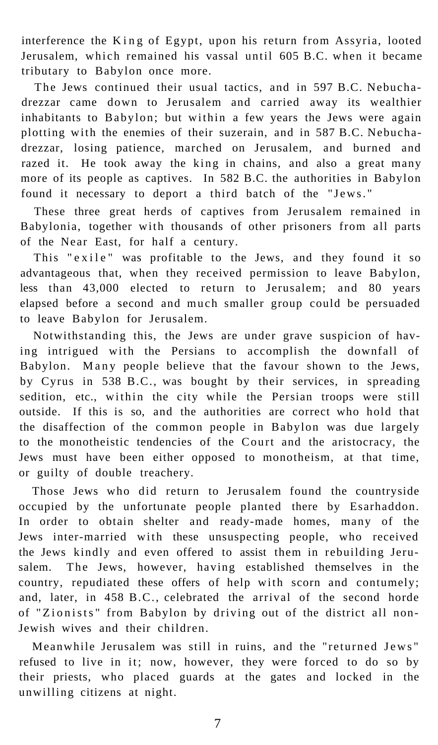interference the King of Egypt, upon his return from Assyria, looted Jerusalem, which remained his vassal until 605 B.C. when it became tributary to Babylon once more.

The Jews continued their usual tactics, and in 597 B.C. Nebuchadrezzar came down to Jerusalem and carried away its wealthier inhabitants to Babylon; but within a few years the Jews were again plotting with the enemies of their suzerain, and in 587 B.C. Nebuchadrezzar, losing patience, marched on Jerusalem, and burned and razed it. He took away the king in chains, and also a great many more of its people as captives. In 582 B.C. the authorities in Babylon found it necessary to deport a third batch of the "Jews."

These three great herds of captives from Jerusalem remained in Babylonia, together with thousands of other prisoners from all parts of the Near East, for half a century.

This "exile" was profitable to the Jews, and they found it so advantageous that, when they received permission to leave Babylon, less than 43,000 elected to return to Jerusalem; and 80 years elapsed before a second and much smaller group could be persuaded to leave Babylon for Jerusalem.

Notwithstanding this, the Jews are under grave suspicion of having intrigued with the Persians to accomplish the downfall of Babylon. Many people believe that the favour shown to the Jews, by Cyrus in 538 B.C., was bought by their services, in spreading sedition, etc., within the city while the Persian troops were still outside. If this is so, and the authorities are correct who hold that the disaffection of the common people in Babylon was due largely to the monotheistic tendencies of the Court and the aristocracy, the Jews must have been either opposed to monotheism, at that time, or guilty of double treachery.

Those Jews who did return to Jerusalem found the countryside occupied by the unfortunate people planted there by Esarhaddon. In order to obtain shelter and ready-made homes, many of the Jews inter-married with these unsuspecting people, who received the Jews kindly and even offered to assist them in rebuilding Jerusalem. The Jews, however, having established themselves in the country, repudiated these offers of help with scorn and contumely; and, later, in 458 B.C., celebrated the arrival of the second horde of "Zionists" from Babylon by driving out of the district all non-Jewish wives and their children.

Meanwhile Jerusalem was still in ruins, and the "returned Jews" refused to live in it; now, however, they were forced to do so by their priests, who placed guards at the gates and locked in the unwilling citizens at night.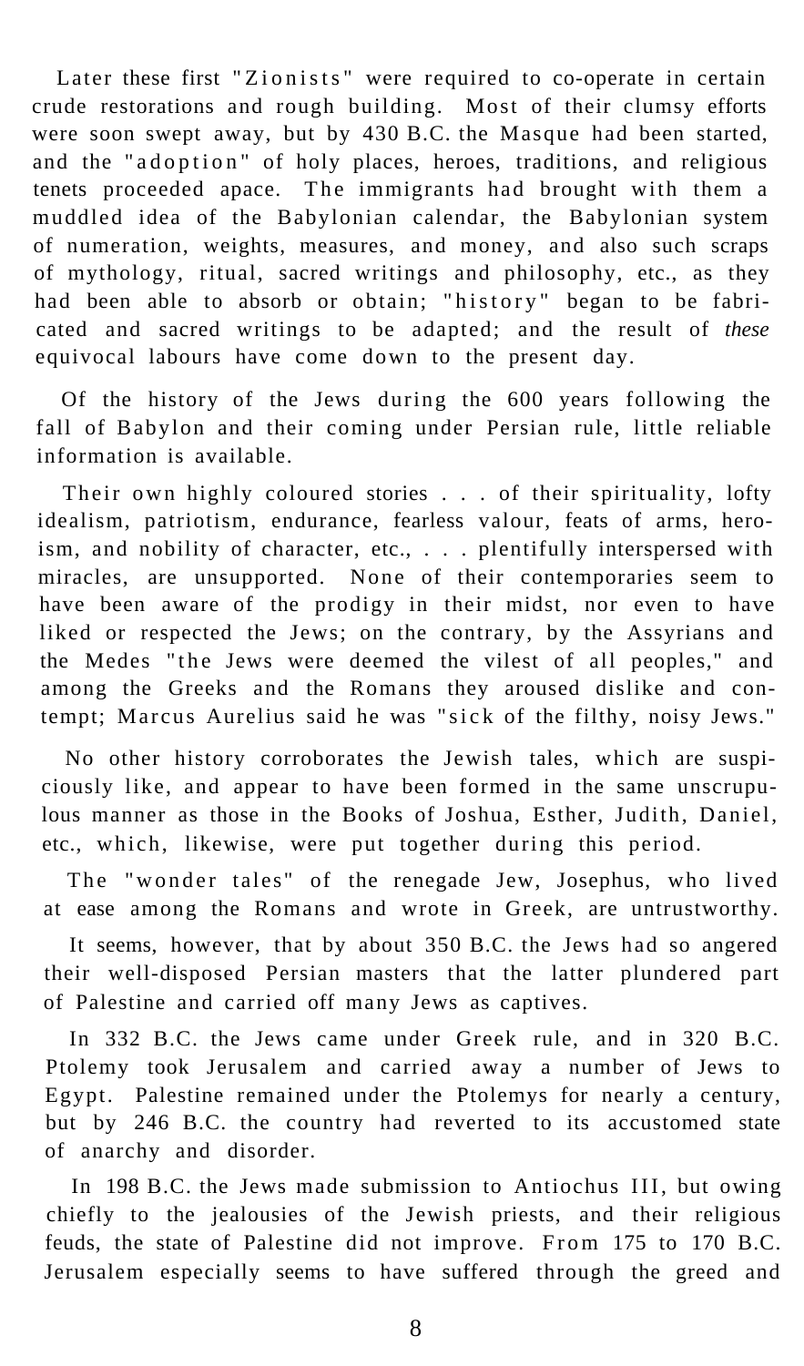Later these first "Zionists" were required to co-operate in certain crude restorations and rough building. Most of their clumsy efforts were soon swept away, but by 430 B.C. the Masque had been started, and the "adoption" of holy places, heroes, traditions, and religious tenets proceeded apace. The immigrants had brought with them a muddled idea of the Babylonian calendar, the Babylonian system of numeration, weights, measures, and money, and also such scraps of mythology, ritual, sacred writings and philosophy, etc., as they had been able to absorb or obtain; "history" began to be fabricated and sacred writings to be adapted; and the result of *these* equivocal labours have come down to the present day.

Of the history of the Jews during the 600 years following the fall of Babylon and their coming under Persian rule, little reliable information is available.

Their own highly coloured stories . . . of their spirituality, lofty idealism, patriotism, endurance, fearless valour, feats of arms, heroism, and nobility of character, etc., . . . plentifully interspersed with miracles, are unsupported. None of their contemporaries seem to have been aware of the prodigy in their midst, nor even to have liked or respected the Jews; on the contrary, by the Assyrians and the Medes "the Jews were deemed the vilest of all peoples," and among the Greeks and the Romans they aroused dislike and contempt; Marcus Aurelius said he was "sick of the filthy, noisy Jews."

No other history corroborates the Jewish tales, which are suspiciously like, and appear to have been formed in the same unscrupulous manner as those in the Books of Joshua, Esther, Judith, Daniel, etc., which, likewise, were put together during this period.

The "wonder tales" of the renegade Jew, Josephus, who lived at ease among the Romans and wrote in Greek, are untrustworthy.

It seems, however, that by about 350 B.C. the Jews had so angered their well-disposed Persian masters that the latter plundered part of Palestine and carried off many Jews as captives.

In 332 B.C. the Jews came under Greek rule, and in 320 B.C. Ptolemy took Jerusalem and carried away a number of Jews to Egypt. Palestine remained under the Ptolemys for nearly a century, but by 246 B.C. the country had reverted to its accustomed state of anarchy and disorder.

In 198 B.C. the Jews made submission to Antiochus III, but owing chiefly to the jealousies of the Jewish priests, and their religious feuds, the state of Palestine did not improve. From 175 to 170 B.C. Jerusalem especially seems to have suffered through the greed and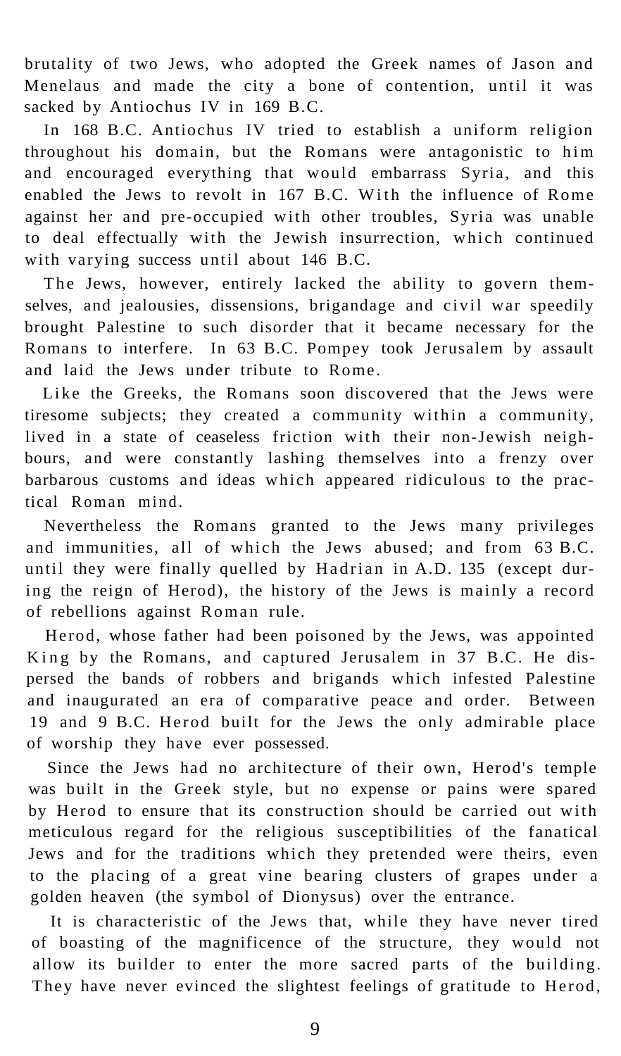brutality of two Jews, who adopted the Greek names of Jason and Menelaus and made the city a bone of contention, until it was sacked by Antiochus IV in 169 B.C.

In 168 B.C. Antiochus IV tried to establish a uniform religion throughout his domain, but the Romans were antagonistic to him and encouraged everything that would embarrass Syria, and this enabled the Jews to revolt in 167 B.C. With the influence of Rome against her and pre-occupied with other troubles, Syria was unable to deal effectually with the Jewish insurrection, which continued with varying success until about 146 B.C.

The Jews, however, entirely lacked the ability to govern themselves, and jealousies, dissensions, brigandage and civil war speedily brought Palestine to such disorder that it became necessary for the Romans to interfere. In 63 B.C. Pompey took Jerusalem by assault and laid the Jews under tribute to Rome.

Like the Greeks, the Romans soon discovered that the Jews were tiresome subjects; they created a community within a community, lived in a state of ceaseless friction with their non-Jewish neighbours, and were constantly lashing themselves into a frenzy over barbarous customs and ideas which appeared ridiculous to the practical Roman mind.

Nevertheless the Romans granted to the Jews many privileges and immunities, all of which the Jews abused; and from 63 B.C. until they were finally quelled by Hadrian in A.D. 135 (except during the reign of Herod), the history of the Jews is mainly a record of rebellions against Roman rule.

Herod, whose father had been poisoned by the Jews, was appointed King by the Romans, and captured Jerusalem in 37 B.C. He dispersed the bands of robbers and brigands which infested Palestine and inaugurated an era of comparative peace and order. Between 19 and 9 B.C. Herod built for the Jews the only admirable place of worship they have ever possessed.

Since the Jews had no architecture of their own, Herod's temple was built in the Greek style, but no expense or pains were spared by Herod to ensure that its construction should be carried out with meticulous regard for the religious susceptibilities of the fanatical Jews and for the traditions which they pretended were theirs, even to the placing of a great vine bearing clusters of grapes under a golden heaven (the symbol of Dionysus) over the entrance.

It is characteristic of the Jews that, while they have never tired of boasting of the magnificence of the structure, they would not allow its builder to enter the more sacred parts of the building. They have never evinced the slightest feelings of gratitude to Herod,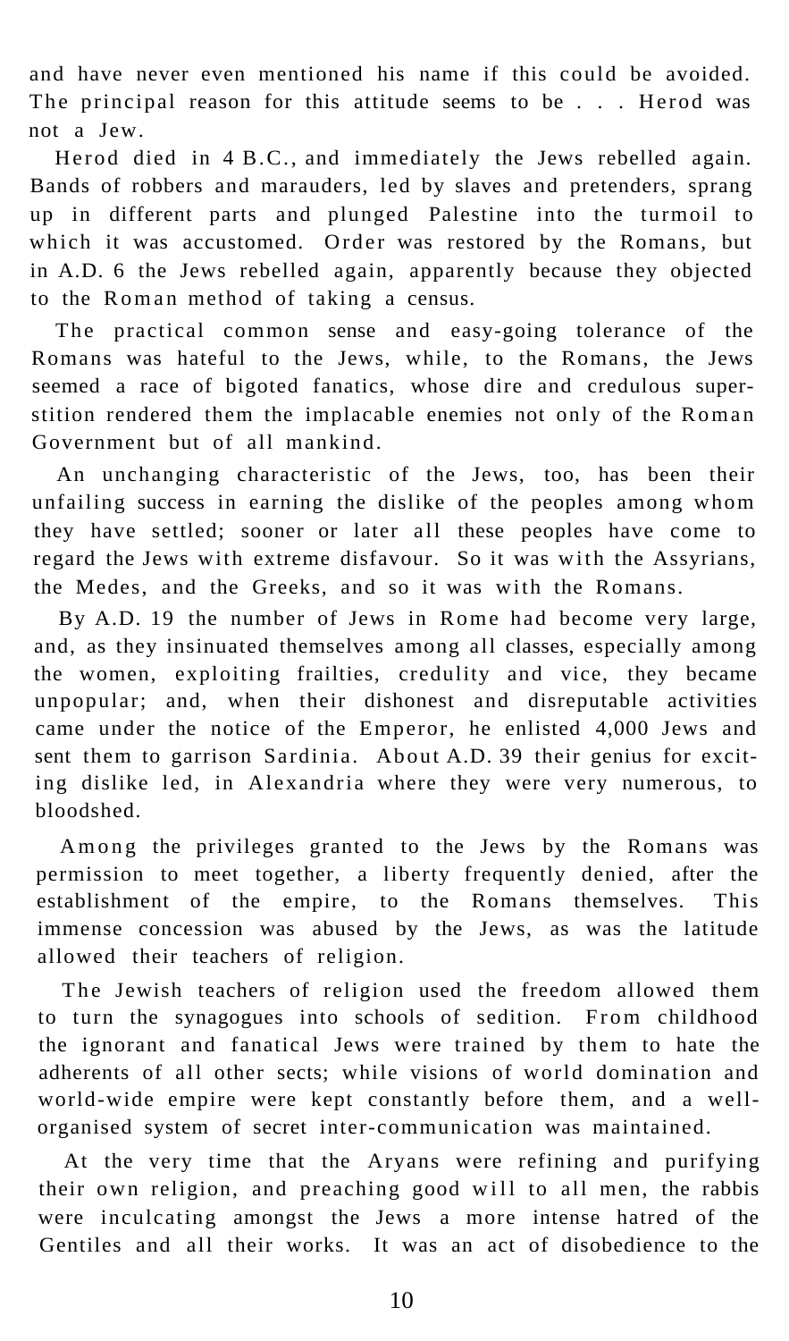and have never even mentioned his name if this could be avoided. The principal reason for this attitude seems to be . . . Herod was not a Jew.

Herod died in 4 B.C., and immediately the Jews rebelled again. Bands of robbers and marauders, led by slaves and pretenders, sprang up in different parts and plunged Palestine into the turmoil to which it was accustomed. Order was restored by the Romans, but in A.D. 6 the Jews rebelled again, apparently because they objected to the Roman method of taking a census.

The practical common sense and easy-going tolerance of the Romans was hateful to the Jews, while, to the Romans, the Jews seemed a race of bigoted fanatics, whose dire and credulous superstition rendered them the implacable enemies not only of the Roman Government but of all mankind.

An unchanging characteristic of the Jews, too, has been their unfailing success in earning the dislike of the peoples among whom they have settled; sooner or later all these peoples have come to regard the Jews with extreme disfavour. So it was with the Assyrians, the Medes, and the Greeks, and so it was with the Romans.

By A.D. 19 the number of Jews in Rome had become very large, and, as they insinuated themselves among all classes, especially among the women, exploiting frailties, credulity and vice, they became unpopular; and, when their dishonest and disreputable activities came under the notice of the Emperor, he enlisted 4,000 Jews and sent them to garrison Sardinia. About A.D. 39 their genius for exciting dislike led, in Alexandria where they were very numerous, to bloodshed.

Among the privileges granted to the Jews by the Romans was permission to meet together, a liberty frequently denied, after the establishment of the empire, to the Romans themselves. This immense concession was abused by the Jews, as was the latitude allowed their teachers of religion.

The Jewish teachers of religion used the freedom allowed them to turn the synagogues into schools of sedition. From childhood the ignorant and fanatical Jews were trained by them to hate the adherents of all other sects; while visions of world domination and world-wide empire were kept constantly before them, and a well-organised system of secret inter-communication was maintained.

At the very time that the Aryans were refining and purifying their own religion, and preaching good will to all men, the rabbis were inculcating amongst the Jews a more intense hatred of the Gentiles and all their works. It was an act of disobedience to the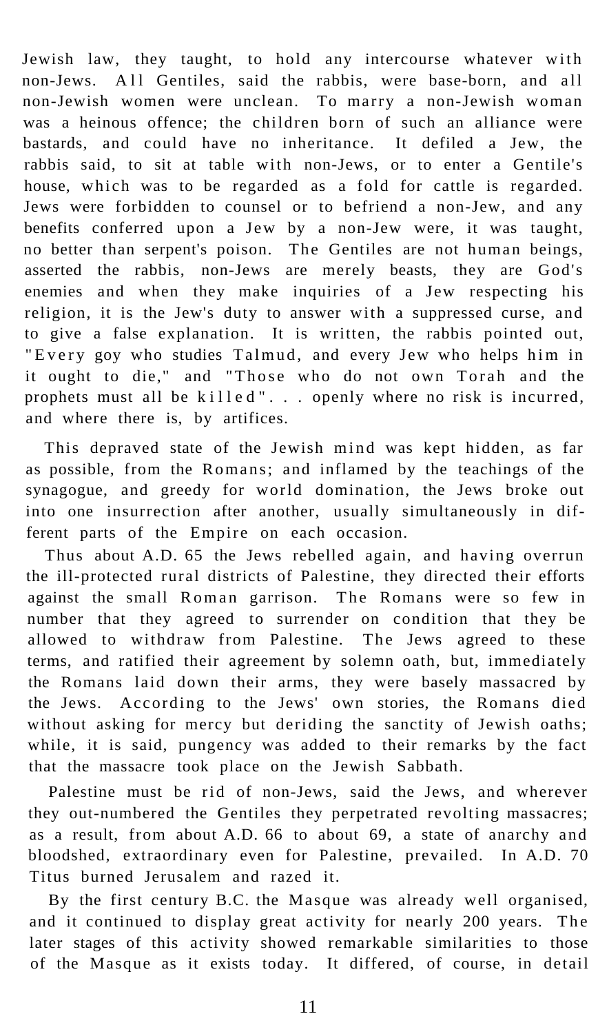Jewish law, they taught, to hold any intercourse whatever with non-Jews. All Gentiles, said the rabbis, were base-born, and all non-Jewish women were unclean. To marry a non-Jewish woman was a heinous offence; the children born of such an alliance were bastards, and could have no inheritance. It defiled a Jew, the rabbis said, to sit at table with non-Jews, or to enter a Gentile's house, which was to be regarded as a fold for cattle is regarded. Jews were forbidden to counsel or to befriend a non-Jew, and any benefits conferred upon a Jew by a non-Jew were, it was taught, no better than serpent's poison. The Gentiles are not human beings, asserted the rabbis, non-Jews are merely beasts, they are God's enemies and when they make inquiries of a Jew respecting his religion, it is the Jew's duty to answer with a suppressed curse, and to give a false explanation. It is written, the rabbis pointed out, "Every goy who studies Talmud, and every Jew who helps him in it ought to die," and "Those who do not own Torah and the prophets must all be killed" . . . openly where no risk is incurred, and where there is, by artifices.

This depraved state of the Jewish mind was kept hidden, as far as possible, from the Romans; and inflamed by the teachings of the synagogue, and greedy for world domination, the Jews broke out into one insurrection after another, usually simultaneously in different parts of the Empire on each occasion.

Thus about A.D. 65 the Jews rebelled again, and having overrun the ill-protected rural districts of Palestine, they directed their efforts against the small Roman garrison. The Romans were so few in number that they agreed to surrender on condition that they be allowed to withdraw from Palestine. The Jews agreed to these terms, and ratified their agreement by solemn oath, but, immediately the Romans laid down their arms, they were basely massacred by the Jews. According to the Jews' own stories, the Romans died without asking for mercy but deriding the sanctity of Jewish oaths; while, it is said, pungency was added to their remarks by the fact that the massacre took place on the Jewish Sabbath.

Palestine must be rid of non-Jews, said the Jews, and wherever they out-numbered the Gentiles they perpetrated revolting massacres; as a result, from about A.D. 66 to about 69, a state of anarchy and bloodshed, extraordinary even for Palestine, prevailed. In A.D. 70 Titus burned Jerusalem and razed it.

By the first century B.C. the Masque was already well organised, and it continued to display great activity for nearly 200 years. The later stages of this activity showed remarkable similarities to those of the Masque as it exists today. It differed, of course, in detail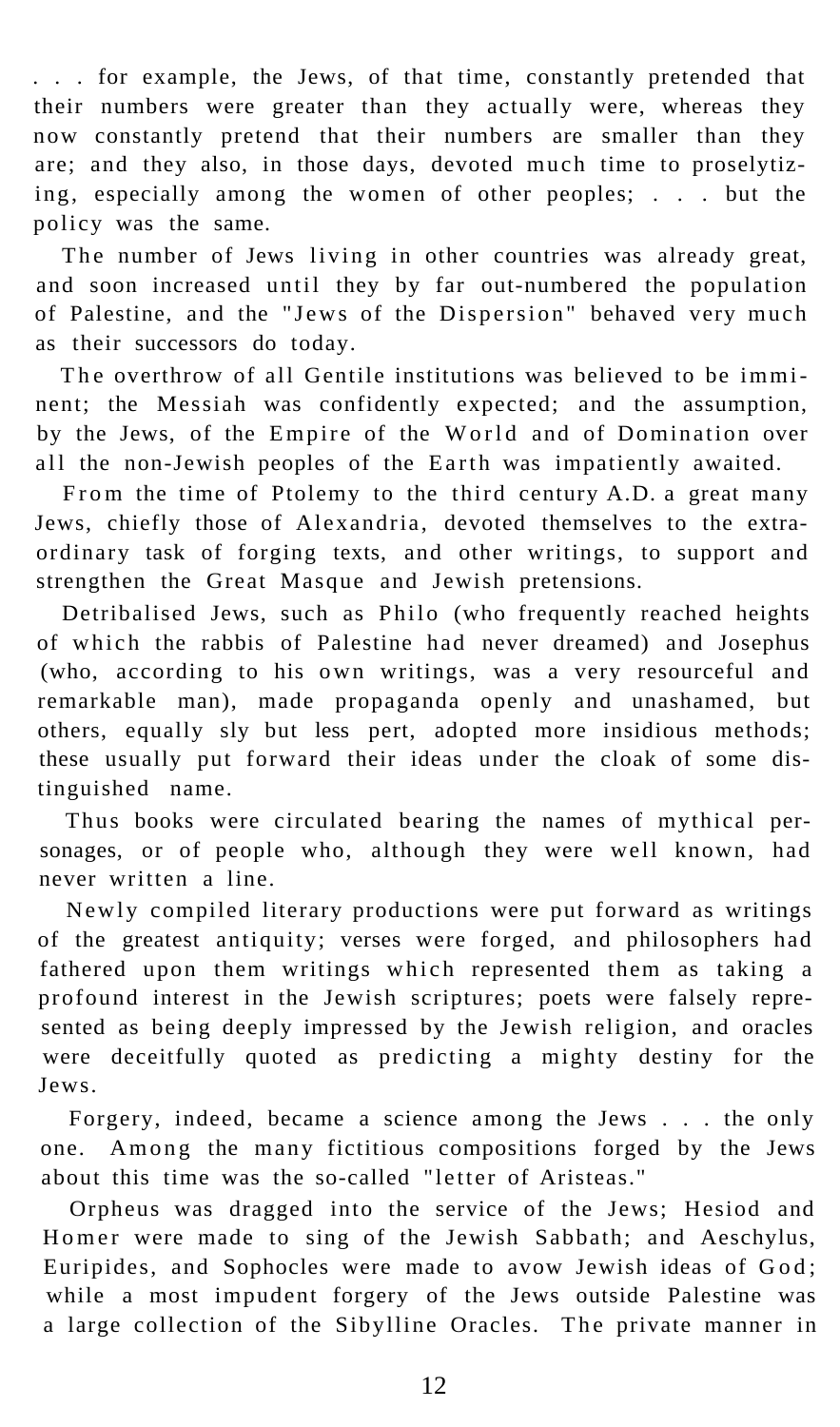. . . for example, the Jews, of that time, constantly pretended that their numbers were greater than they actually were, whereas they now constantly pretend that their numbers are smaller than they are; and they also, in those days, devoted much time to proselytizing, especially among the women of other peoples; . . . but the policy was the same.

The number of Jews living in other countries was already great, and soon increased until they by far out-numbered the population of Palestine, and the "Jews of the Dispersion" behaved very much as their successors do today.

The overthrow of all Gentile institutions was believed to be imminent; the Messiah was confidently expected; and the assumption, by the Jews, of the Empire of the World and of Domination over all the non-Jewish peoples of the Earth was impatiently awaited.

From the time of Ptolemy to the third century A.D. a great many Jews, chiefly those of Alexandria, devoted themselves to the extraordinary task of forging texts, and other writings, to support and strengthen the Great Masque and Jewish pretensions.

Detribalised Jews, such as Philo (who frequently reached heights of which the rabbis of Palestine had never dreamed) and Josephus (who, according to his own writings, was a very resourceful and remarkable man), made propaganda openly and unashamed, but others, equally sly but less pert, adopted more insidious methods; these usually put forward their ideas under the cloak of some distinguished name.

Thus books were circulated bearing the names of mythical personages, or of people who, although they were well known, had never written a line.

Newly compiled literary productions were put forward as writings of the greatest antiquity; verses were forged, and philosophers had fathered upon them writings which represented them as taking a profound interest in the Jewish scriptures; poets were falsely represented as being deeply impressed by the Jewish religion, and oracles were deceitfully quoted as predicting a mighty destiny for the Jews.

Forgery, indeed, became a science among the Jews . . . the only one. Among the many fictitious compositions forged by the Jews about this time was the so-called "letter of Aristeas."

Orpheus was dragged into the service of the Jews; Hesiod and Homer were made to sing of the Jewish Sabbath; and Aeschylus, Euripides, and Sophocles were made to avow Jewish ideas of God; while a most impudent forgery of the Jews outside Palestine was a large collection of the Sibylline Oracles. The private manner in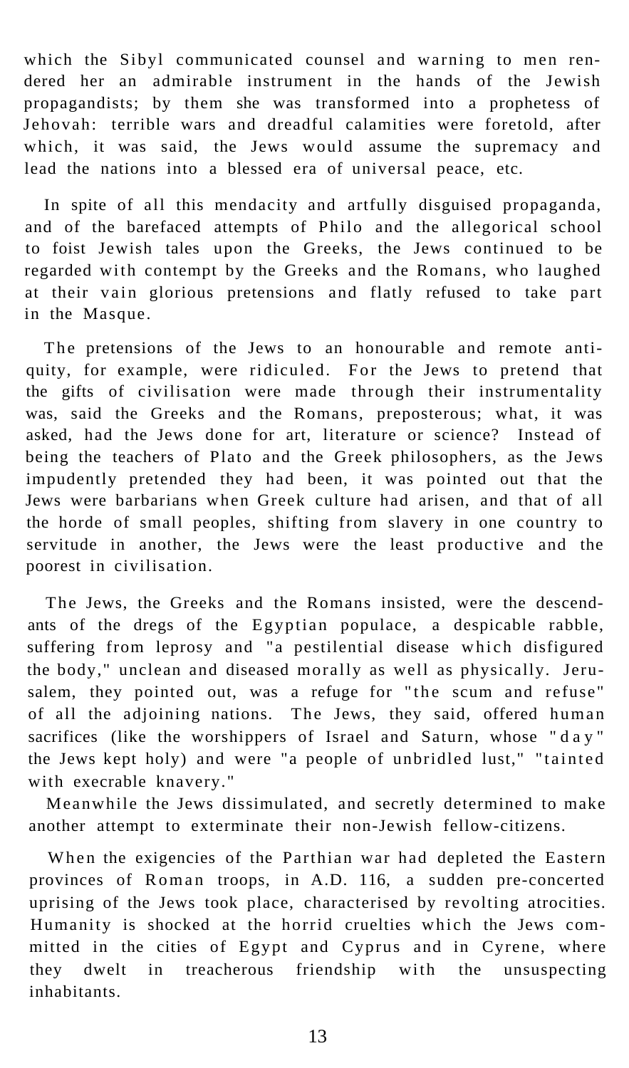which the Sibyl communicated counsel and warning to men rendered her an admirable instrument in the hands of the Jewish propagandists; by them she was transformed into a prophetess of Jehovah: terrible wars and dreadful calamities were foretold, after which, it was said, the Jews would assume the supremacy and lead the nations into a blessed era of universal peace, etc.

In spite of all this mendacity and artfully disguised propaganda, and of the barefaced attempts of Philo and the allegorical school to foist Jewish tales upon the Greeks, the Jews continued to be regarded with contempt by the Greeks and the Romans, who laughed at their vain glorious pretensions and flatly refused to take part in the Masque.

The pretensions of the Jews to an honourable and remote antiquity, for example, were ridiculed. For the Jews to pretend that the gifts of civilisation were made through their instrumentality was, said the Greeks and the Romans, preposterous; what, it was asked, had the Jews done for art, literature or science? Instead of being the teachers of Plato and the Greek philosophers, as the Jews impudently pretended they had been, it was pointed out that the Jews were barbarians when Greek culture had arisen, and that of all the horde of small peoples, shifting from slavery in one country to servitude in another, the Jews were the least productive and the poorest in civilisation.

The Jews, the Greeks and the Romans insisted, were the descendants of the dregs of the Egyptian populace, a despicable rabble, suffering from leprosy and "a pestilential disease which disfigured the body," unclean and diseased morally as well as physically. Jerusalem, they pointed out, was a refuge for "the scum and refuse" of all the adjoining nations. The Jews, they said, offered human sacrifices (like the worshippers of Israel and Saturn, whose "day" the Jews kept holy) and were "a people of unbridled lust," "tainted with execrable knavery."

Meanwhile the Jews dissimulated, and secretly determined to make another attempt to exterminate their non-Jewish fellow-citizens.

When the exigencies of the Parthian war had depleted the Eastern provinces of Roman troops, in A.D. 116, a sudden pre-concerted uprising of the Jews took place, characterised by revolting atrocities. Humanity is shocked at the horrid cruelties which the Jews committed in the cities of Egypt and Cyprus and in Cyrene, where they dwelt in treacherous friendship with the unsuspecting inhabitants.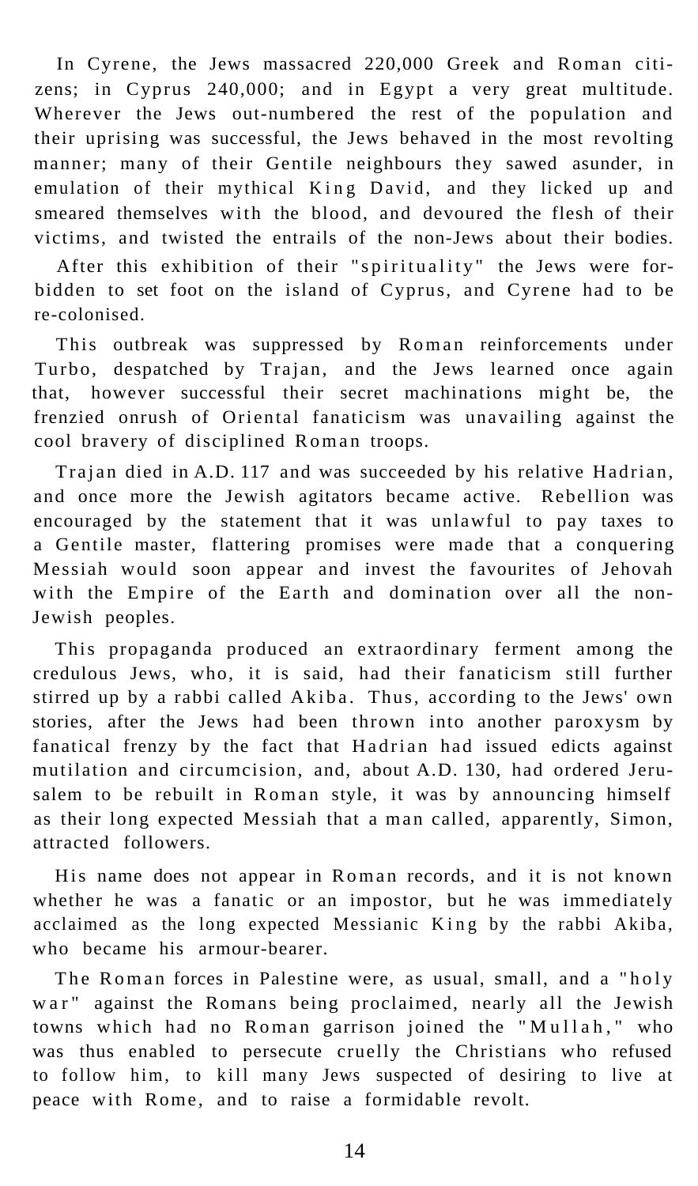In Cyrene, the Jews massacred 220,000 Greek and Roman citizens; in Cyprus 240,000; and in Egypt a very great multitude. Wherever the Jews out-numbered the rest of the population and their uprising was successful, the Jews behaved in the most revolting manner; many of their Gentile neighbours they sawed asunder, in emulation of their mythical King David, and they licked up and smeared themselves with the blood, and devoured the flesh of their victims, and twisted the entrails of the non-Jews about their bodies.

After this exhibition of their "spirituality" the Jews were forbidden to set foot on the island of Cyprus, and Cyrene had to be re-colonised.

This outbreak was suppressed by Roman reinforcements under Turbo, despatched by Trajan, and the Jews learned once again that, however successful their secret machinations might be, the frenzied onrush of Oriental fanaticism was unavailing against the cool bravery of disciplined Roman troops.

Trajan died in A.D. 117 and was succeeded by his relative Hadrian, and once more the Jewish agitators became active. Rebellion was encouraged by the statement that it was unlawful to pay taxes to a Gentile master, flattering promises were made that a conquering Messiah would soon appear and invest the favourites of Jehovah with the Empire of the Earth and domination over all the non-Jewish peoples.

This propaganda produced an extraordinary ferment among the credulous Jews, who, it is said, had their fanaticism still further stirred up by a rabbi called Akiba. Thus, according to the Jews' own stories, after the Jews had been thrown into another paroxysm by fanatical frenzy by the fact that Hadrian had issued edicts against mutilation and circumcision, and, about A.D. 130, had ordered Jerusalem to be rebuilt in Roman style, it was by announcing himself as their long expected Messiah that a man called, apparently, Simon, attracted followers.

His name does not appear in Roman records, and it is not known whether he was a fanatic or an impostor, but he was immediately acclaimed as the long expected Messianic King by the rabbi Akiba, who became his armour-bearer.

The Roman forces in Palestine were, as usual, small, and a "holy war" against the Romans being proclaimed, nearly all the Jewish towns which had no Roman garrison joined the "Mullah," who was thus enabled to persecute cruelly the Christians who refused to follow him, to kill many Jews suspected of desiring to live at peace with Rome, and to raise a formidable revolt.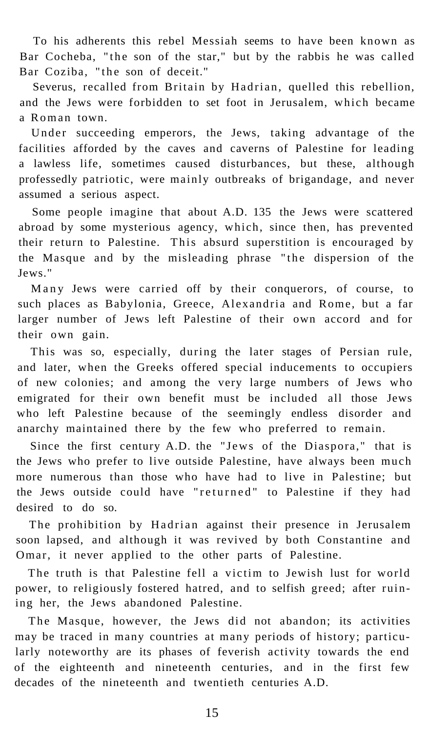To his adherents this rebel Messiah seems to have been known as Bar Cocheba, "the son of the star," but by the rabbis he was called Bar Coziba, "the son of deceit."

Severus, recalled from Britain by Hadrian, quelled this rebellion, and the Jews were forbidden to set foot in Jerusalem, which became a Roman town.

Under succeeding emperors, the Jews, taking advantage of the facilities afforded by the caves and caverns of Palestine for leading a lawless life, sometimes caused disturbances, but these, although professedly patriotic, were mainly outbreaks of brigandage, and never assumed a serious aspect.

Some people imagine that about A.D. 135 the Jews were scattered abroad by some mysterious agency, which, since then, has prevented their return to Palestine. This absurd superstition is encouraged by the Masque and by the misleading phrase "the dispersion of the Jews."

Many Jews were carried off by their conquerors, of course, to such places as Babylonia, Greece, Alexandria and Rome, but a far larger number of Jews left Palestine of their own accord and for their own gain.

This was so, especially, during the later stages of Persian rule, and later, when the Greeks offered special inducements to occupiers of new colonies; and among the very large numbers of Jews who emigrated for their own benefit must be included all those Jews who left Palestine because of the seemingly endless disorder and anarchy maintained there by the few who preferred to remain.

Since the first century A.D. the "Jews of the Diaspora," that is the Jews who prefer to live outside Palestine, have always been much more numerous than those who have had to live in Palestine; but the Jews outside could have "returned" to Palestine if they had desired to do so.

The prohibition by Hadrian against their presence in Jerusalem soon lapsed, and although it was revived by both Constantine and Omar, it never applied to the other parts of Palestine.

The truth is that Palestine fell a victim to Jewish lust for world power, to religiously fostered hatred, and to selfish greed; after ruining her, the Jews abandoned Palestine.

The Masque, however, the Jews did not abandon; its activities may be traced in many countries at many periods of history; particularly noteworthy are its phases of feverish activity towards the end of the eighteenth and nineteenth centuries, and in the first few decades of the nineteenth and twentieth centuries A.D.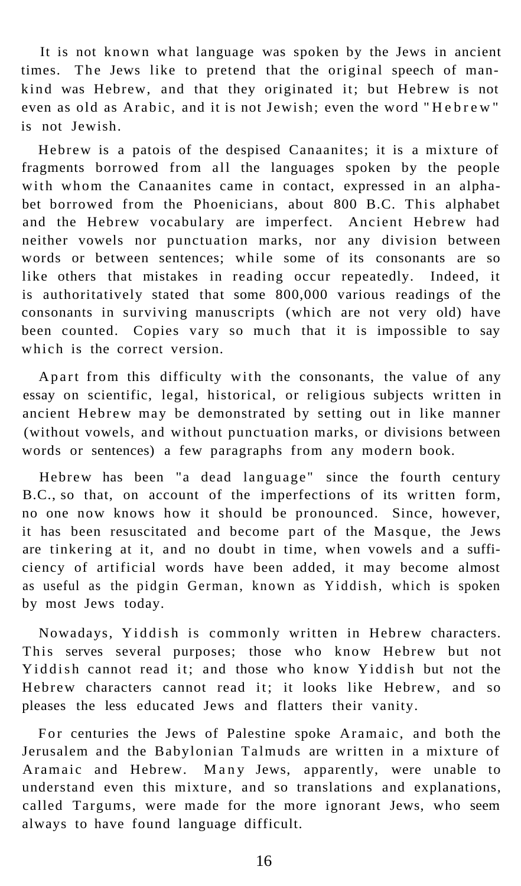It is not known what language was spoken by the Jews in ancient times. The Jews like to pretend that the original speech of mankind was Hebrew, and that they originated it; but Hebrew is not even as old as Arabic, and it is not Jewish; even the word "Hebrew" is not Jewish.

Hebrew is a patois of the despised Canaanites; it is a mixture of fragments borrowed from all the languages spoken by the people with whom the Canaanites came in contact, expressed in an alphabet borrowed from the Phoenicians, about 800 B.C. This alphabet and the Hebrew vocabulary are imperfect. Ancient Hebrew had neither vowels nor punctuation marks, nor any division between words or between sentences; while some of its consonants are so like others that mistakes in reading occur repeatedly. Indeed, it is authoritatively stated that some 800,000 various readings of the consonants in surviving manuscripts (which are not very old) have been counted. Copies vary so much that it is impossible to say which is the correct version.

Apart from this difficulty with the consonants, the value of any essay on scientific, legal, historical, or religious subjects written in ancient Hebrew may be demonstrated by setting out in like manner (without vowels, and without punctuation marks, or divisions between words or sentences) a few paragraphs from any modern book.

Hebrew has been "a dead language" since the fourth century B.C., so that, on account of the imperfections of its written form, no one now knows how it should be pronounced. Since, however, it has been resuscitated and become part of the Masque, the Jews are tinkering at it, and no doubt in time, when vowels and a sufficiency of artificial words have been added, it may become almost as useful as the pidgin German, known as Yiddish, which is spoken by most Jews today.

Nowadays, Yiddish is commonly written in Hebrew characters. This serves several purposes; those who know Hebrew but not Yiddish cannot read it; and those who know Yiddish but not the Hebrew characters cannot read it; it looks like Hebrew, and so pleases the less educated Jews and flatters their vanity.

For centuries the Jews of Palestine spoke Aramaic, and both the Jerusalem and the Babylonian Talmuds are written in a mixture of Aramaic and Hebrew. Many Jews, apparently, were unable to understand even this mixture, and so translations and explanations, called Targums, were made for the more ignorant Jews, who seem always to have found language difficult.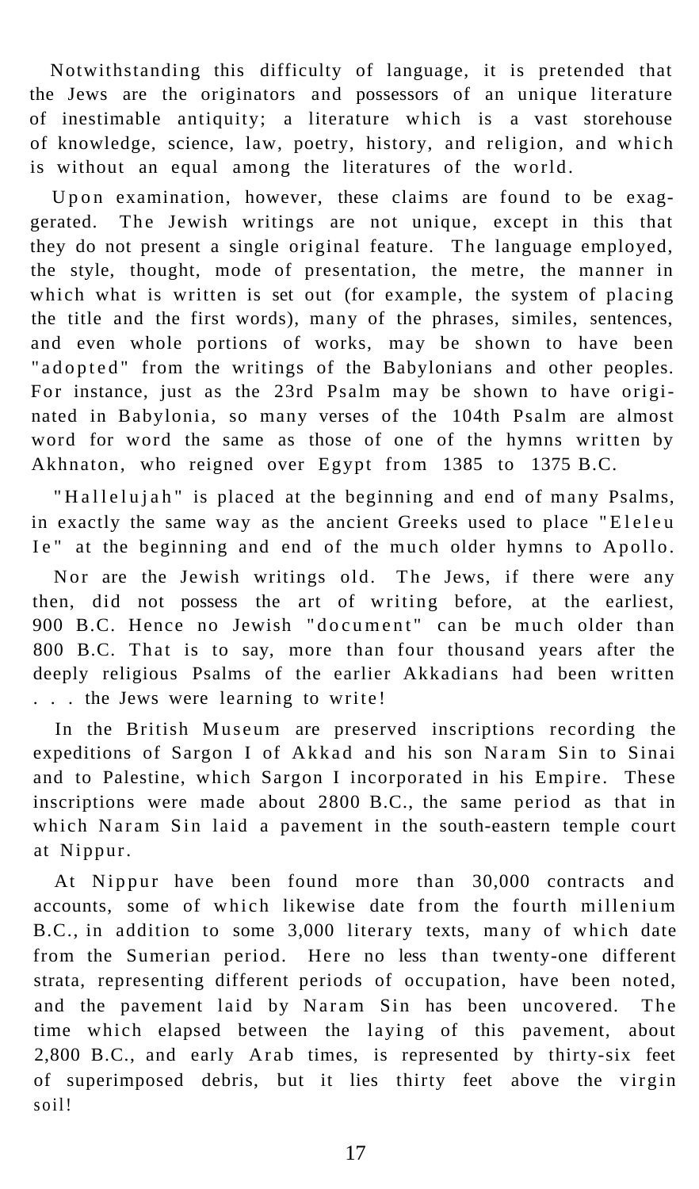Notwithstanding this difficulty of language, it is pretended that the Jews are the originators and possessors of an unique literature of inestimable antiquity; a literature which is a vast storehouse of knowledge, science, law, poetry, history, and religion, and which is without an equal among the literatures of the world.

Upon examination, however, these claims are found to be exaggerated. The Jewish writings are not unique, except in this that they do not present a single original feature. The language employed, the style, thought, mode of presentation, the metre, the manner in which what is written is set out (for example, the system of placing the title and the first words), many of the phrases, similes, sentences, and even whole portions of works, may be shown to have been "adopted" from the writings of the Babylonians and other peoples. For instance, just as the 23rd Psalm may be shown to have originated in Babylonia, so many verses of the 104th Psalm are almost word for word the same as those of one of the hymns written by Akhnaton, who reigned over Egypt from 1385 to 1375 B.C.

"Hallelujah" is placed at the beginning and end of many Psalms, in exactly the same way as the ancient Greeks used to place "Eleleu Ie" at the beginning and end of the much older hymns to Apollo.

Nor are the Jewish writings old. The Jews, if there were any then, did not possess the art of writing before, at the earliest, 900 B.C. Hence no Jewish "document" can be much older than 800 B.C. That is to say, more than four thousand years after the deeply religious Psalms of the earlier Akkadians had been written . . . the Jews were learning to write!

In the British Museum are preserved inscriptions recording the expeditions of Sargon I of Akkad and his son Naram Sin to Sinai and to Palestine, which Sargon I incorporated in his Empire. These inscriptions were made about 2800 B.C., the same period as that in which Naram Sin laid a pavement in the south-eastern temple court at Nippur.

At Nippur have been found more than 30,000 contracts and accounts, some of which likewise date from the fourth millenium B.C., in addition to some 3,000 literary texts, many of which date from the Sumerian period. Here no less than twenty-one different strata, representing different periods of occupation, have been noted, and the pavement laid by Naram Sin has been uncovered. The time which elapsed between the laying of this pavement, about 2,800 B.C., and early Arab times, is represented by thirty-six feet of superimposed debris, but it lies thirty feet above the virgin soil!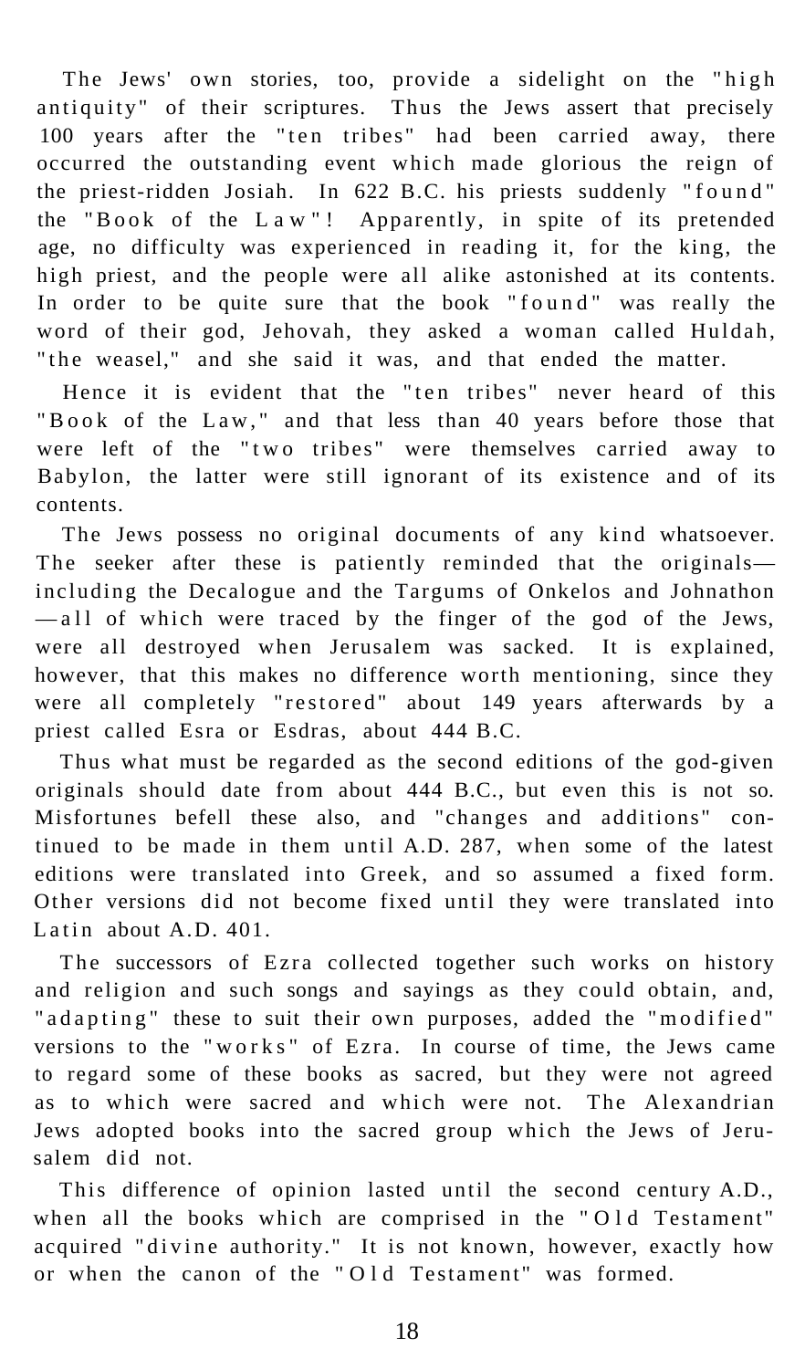The Jews' own stories, too, provide a sidelight on the "high antiquity" of their scriptures. Thus the Jews assert that precisely 100 years after the "ten tribes" had been carried away, there occurred the outstanding event which made glorious the reign of the priest-ridden Josiah. In 622 B.C. his priests suddenly "found" the "Book of the Law"! Apparently, in spite of its pretended age, no difficulty was experienced in reading it, for the king, the high priest, and the people were all alike astonished at its contents. In order to be quite sure that the book "found" was really the word of their god, Jehovah, they asked a woman called Huldah, "the weasel," and she said it was, and that ended the matter.

Hence it is evident that the "ten tribes" never heard of this "Book of the Law," and that less than 40 years before those that were left of the "two tribes" were themselves carried away to Babylon, the latter were still ignorant of its existence and of its contents.

The Jews possess no original documents of any kind whatsoever. The seeker after these is patiently reminded that the originals—including the Decalogue and the Targums of Onkelos and Johnathon—all of which were traced by the finger of the god of the Jews, were all destroyed when Jerusalem was sacked. It is explained, however, that this makes no difference worth mentioning, since they were all completely "restored" about 149 years afterwards by a priest called Esra or Esdras, about 444 B.C.

Thus what must be regarded as the second editions of the god-given originals should date from about 444 B.C., but even this is not so. Misfortunes befell these also, and "changes and additions" continued to be made in them until A.D. 287, when some of the latest editions were translated into Greek, and so assumed a fixed form. Other versions did not become fixed until they were translated into Latin about A.D. 401.

The successors of Ezra collected together such works on history and religion and such songs and sayings as they could obtain, and, "adapting" these to suit their own purposes, added the "modified" versions to the "works" of Ezra. In course of time, the Jews came to regard some of these books as sacred, but they were not agreed as to which were sacred and which were not. The Alexandrian Jews adopted books into the sacred group which the Jews of Jerusalem did not.

This difference of opinion lasted until the second century A.D., when all the books which are comprised in the "Old Testament" acquired "divine authority." It is not known, however, exactly how or when the canon of the "Old Testament" was formed.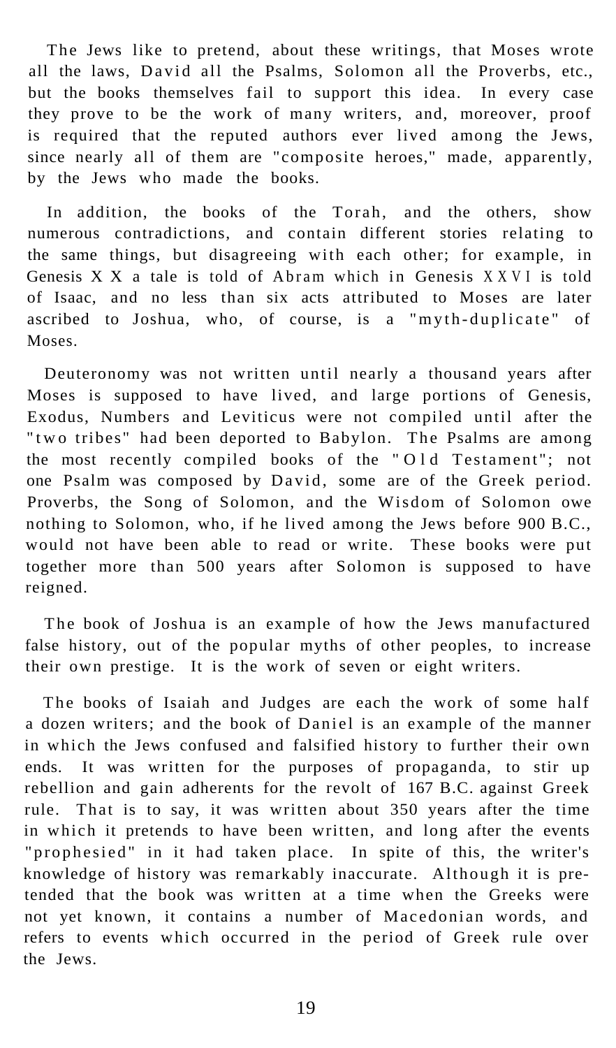The Jews like to pretend, about these writings, that Moses wrote all the laws, David all the Psalms, Solomon all the Proverbs, etc., but the books themselves fail to support this idea. In every case they prove to be the work of many writers, and, moreover, proof is required that the reputed authors ever lived among the Jews, since nearly all of them are "composite heroes," made, apparently, by the Jews who made the books.

In addition, the books of the Torah, and the others, show numerous contradictions, and contain different stories relating to the same things, but disagreeing with each other; for example, in Genesis XX a tale is told of Abram which in Genesis XXVI is told of Isaac, and no less than six acts attributed to Moses are later ascribed to Joshua, who, of course, is a "myth-duplicate" of Moses.

Deuteronomy was not written until nearly a thousand years after Moses is supposed to have lived, and large portions of Genesis, Exodus, Numbers and Leviticus were not compiled until after the "two tribes" had been deported to Babylon. The Psalms are among the most recently compiled books of the "Old Testament"; not one Psalm was composed by David, some are of the Greek period. Proverbs, the Song of Solomon, and the Wisdom of Solomon owe nothing to Solomon, who, if he lived among the Jews before 900 B.C., would not have been able to read or write. These books were put together more than 500 years after Solomon is supposed to have reigned.

The book of Joshua is an example of how the Jews manufactured false history, out of the popular myths of other peoples, to increase their own prestige. It is the work of seven or eight writers.

The books of Isaiah and Judges are each the work of some half a dozen writers; and the book of Daniel is an example of the manner in which the Jews confused and falsified history to further their own ends. It was written for the purposes of propaganda, to stir up rebellion and gain adherents for the revolt of 167 B.C. against Greek rule. That is to say, it was written about 350 years after the time in which it pretends to have been written, and long after the events "prophesied" in it had taken place. In spite of this, the writer's knowledge of history was remarkably inaccurate. Although it is pretended that the book was written at a time when the Greeks were not yet known, it contains a number of Macedonian words, and refers to events which occurred in the period of Greek rule over the Jews.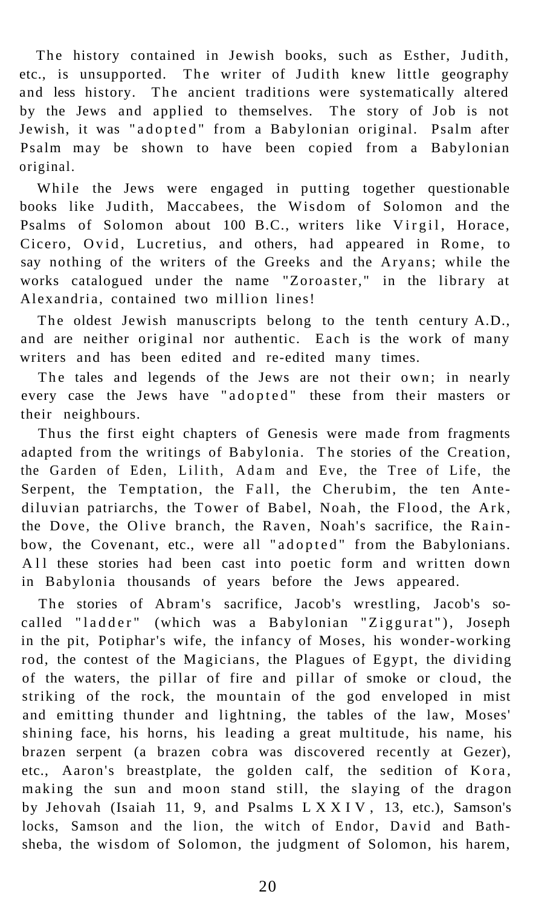The history contained in Jewish books, such as Esther, Judith, etc., is unsupported. The writer of Judith knew little geography and less history. The ancient traditions were systematically altered by the Jews and applied to themselves. The story of Job is not Jewish, it was "adopted" from a Babylonian original. Psalm after Psalm may be shown to have been copied from a Babylonian original.

While the Jews were engaged in putting together questionable books like Judith, Maccabees, the Wisdom of Solomon and the Psalms of Solomon about 100 B.C., writers like Virgil, Horace, Cicero, Ovid, Lucretius, and others, had appeared in Rome, to say nothing of the writers of the Greeks and the Aryans; while the works catalogued under the name "Zoroaster," in the library at Alexandria, contained two million lines!

The oldest Jewish manuscripts belong to the tenth century A.D., and are neither original nor authentic. Each is the work of many writers and has been edited and re-edited many times.

The tales and legends of the Jews are not their own; in nearly every case the Jews have "adopted" these from their masters or their neighbours.

Thus the first eight chapters of Genesis were made from fragments adapted from the writings of Babylonia. The stories of the Creation, the Garden of Eden, Lilith, Adam and Eve, the Tree of Life, the Serpent, the Temptation, the Fall, the Cherubim, the ten Ante-diluvian patriarchs, the Tower of Babel, Noah, the Flood, the Ark, the Dove, the Olive branch, the Raven, Noah's sacrifice, the Rainbow, the Covenant, etc., were all "adopted" from the Babylonians. All these stories had been cast into poetic form and written down in Babylonia thousands of years before the Jews appeared.

The stories of Abram's sacrifice, Jacob's wrestling, Jacob's so-called "ladder" (which was a Babylonian "Ziggurat"), Joseph in the pit, Potiphar's wife, the infancy of Moses, his wonder-working rod, the contest of the Magicians, the Plagues of Egypt, the dividing of the waters, the pillar of fire and pillar of smoke or cloud, the striking of the rock, the mountain of the god enveloped in mist and emitting thunder and lightning, the tables of the law, Moses' shining face, his horns, his leading a great multitude, his name, his brazen serpent (a brazen cobra was discovered recently at Gezer), etc., Aaron's breastplate, the golden calf, the sedition of Kora, making the sun and moon stand still, the slaying of the dragon by Jehovah (Isaiah 11, 9, and Psalms LXXIV, 13, etc.), Samson's locks, Samson and the lion, the witch of Endor, David and Bathsheba, the wisdom of Solomon, the judgment of Solomon, his harem,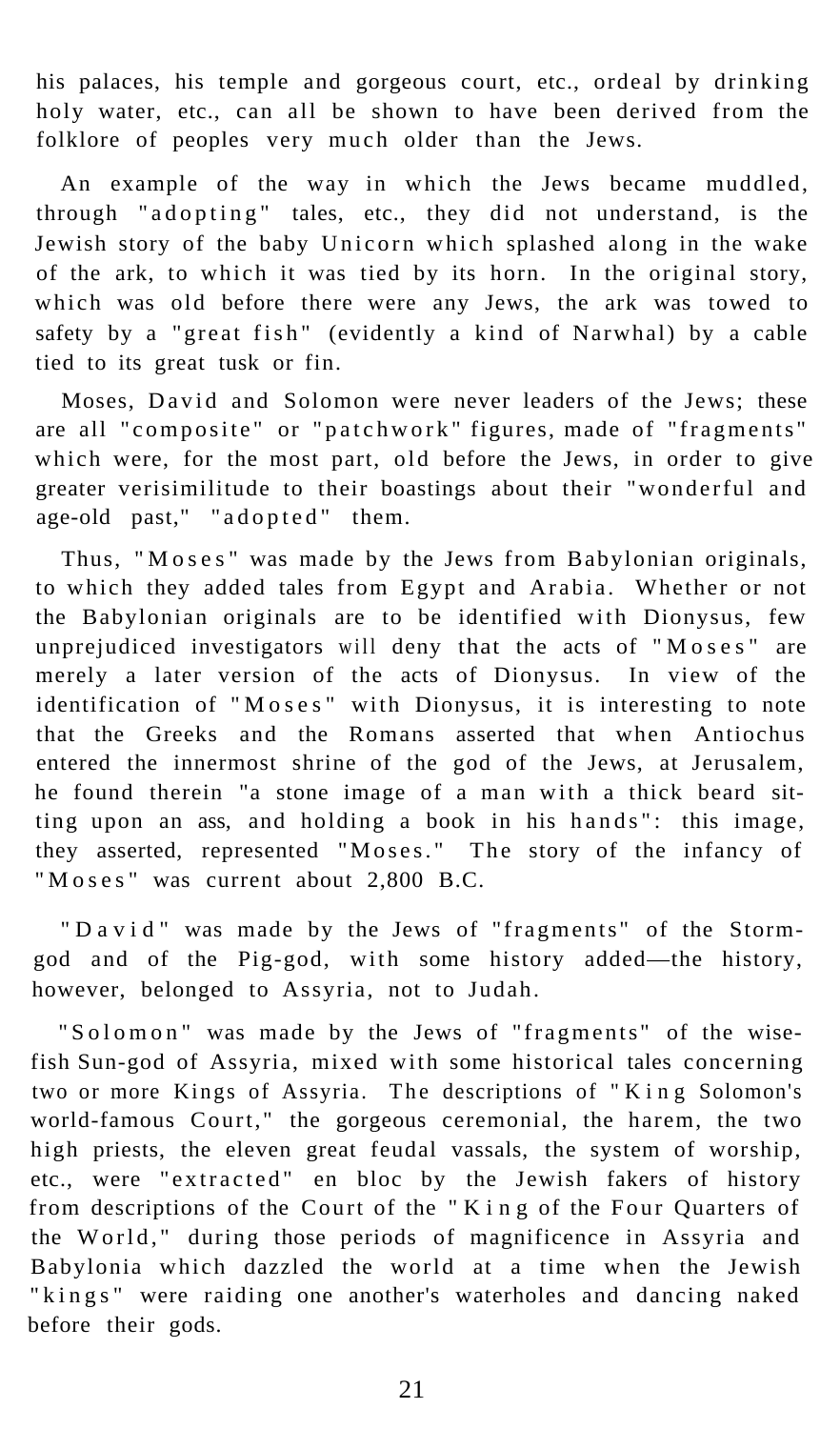his palaces, his temple and gorgeous court, etc., ordeal by drinking holy water, etc., can all be shown to have been derived from the folklore of peoples very much older than the Jews.

An example of the way in which the Jews became muddled, through "adopting" tales, etc., they did not understand, is the Jewish story of the baby Unicorn which splashed along in the wake of the ark, to which it was tied by its horn. In the original story, which was old before there were any Jews, the ark was towed to safety by a "great fish" (evidently a kind of Narwhal) by a cable tied to its great tusk or fin.

Moses, David and Solomon were never leaders of the Jews; these are all "composite" or "patchwork" figures, made of "fragments" which were, for the most part, old before the Jews, in order to give greater verisimilitude to their boastings about their "wonderful and age-old past," "adopted" them.

Thus, "Moses" was made by the Jews from Babylonian originals, to which they added tales from Egypt and Arabia. Whether or not the Babylonian originals are to be identified with Dionysus, few unprejudiced investigators will deny that the acts of "Moses" are merely a later version of the acts of Dionysus. In view of the identification of "Moses" with Dionysus, it is interesting to note that the Greeks and the Romans asserted that when Antiochus entered the innermost shrine of the god of the Jews, at Jerusalem, he found therein "a stone image of a man with a thick beard sitting upon an ass, and holding a book in his hands": this image, they asserted, represented "Moses." The story of the infancy of "Moses" was current about 2,800 B.C.

"David" was made by the Jews of "fragments" of the Storm-god and of the Pig-god, with some history added—the history, however, belonged to Assyria, not to Judah.

"Solomon" was made by the Jews of "fragments" of the wise-fish Sun-god of Assyria, mixed with some historical tales concerning two or more Kings of Assyria. The descriptions of "King Solomon's world-famous Court," the gorgeous ceremonial, the harem, the two high priests, the eleven great feudal vassals, the system of worship, etc., were "extracted" en bloc by the Jewish fakers of history from descriptions of the Court of the "King of the Four Quarters of the World," during those periods of magnificence in Assyria and Babylonia which dazzled the world at a time when the Jewish "kings" were raiding one another's waterholes and dancing naked before their gods.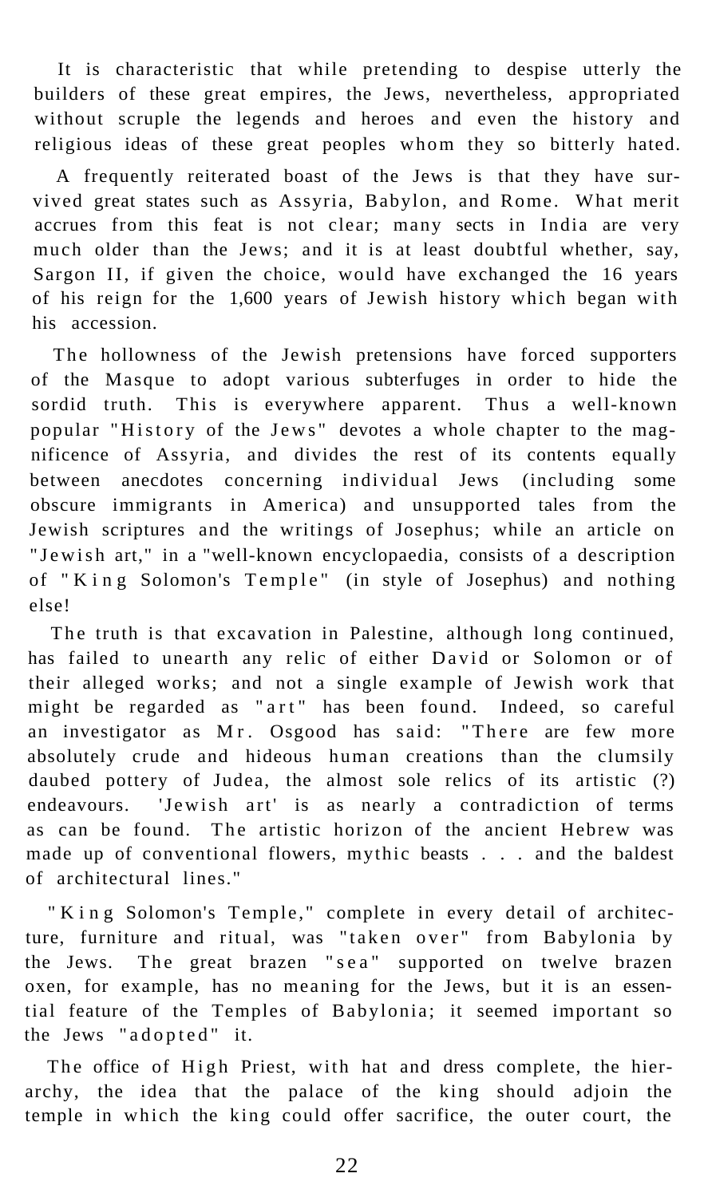It is characteristic that while pretending to despise utterly the builders of these great empires, the Jews, nevertheless, appropriated without scruple the legends and heroes and even the history and religious ideas of these great peoples whom they so bitterly hated.

A frequently reiterated boast of the Jews is that they have survived great states such as Assyria, Babylon, and Rome. What merit accrues from this feat is not clear; many sects in India are very much older than the Jews; and it is at least doubtful whether, say, Sargon II, if given the choice, would have exchanged the 16 years of his reign for the 1,600 years of Jewish history which began with his accession.

The hollowness of the Jewish pretensions have forced supporters of the Masque to adopt various subterfuges in order to hide the sordid truth. This is everywhere apparent. Thus a well-known popular "History of the Jews" devotes a whole chapter to the magnificence of Assyria, and divides the rest of its contents equally between anecdotes concerning individual Jews (including some obscure immigrants in America) and unsupported tales from the Jewish scriptures and the writings of Josephus; while an article on "Jewish art," in a "well-known encyclopaedia, consists of a description of "King Solomon's Temple" (in style of Josephus) and nothing else!

The truth is that excavation in Palestine, although long continued, has failed to unearth any relic of either David or Solomon or of their alleged works; and not a single example of Jewish work that might be regarded as "art" has been found. Indeed, so careful an investigator as Mr. Osgood has said: "There are few more absolutely crude and hideous human creations than the clumsily daubed pottery of Judea, the almost sole relics of its artistic (?) endeavours. 'Jewish art' is as nearly a contradiction of terms as can be found. The artistic horizon of the ancient Hebrew was made up of conventional flowers, mythic beasts . . . and the baldest of architectural lines."

"King Solomon's Temple," complete in every detail of architecture, furniture and ritual, was "taken over" from Babylonia by the Jews. The great brazen "sea" supported on twelve brazen oxen, for example, has no meaning for the Jews, but it is an essential feature of the Temples of Babylonia; it seemed important so the Jews "adopted" it.

The office of High Priest, with hat and dress complete, the hierarchy, the idea that the palace of the king should adjoin the temple in which the king could offer sacrifice, the outer court, the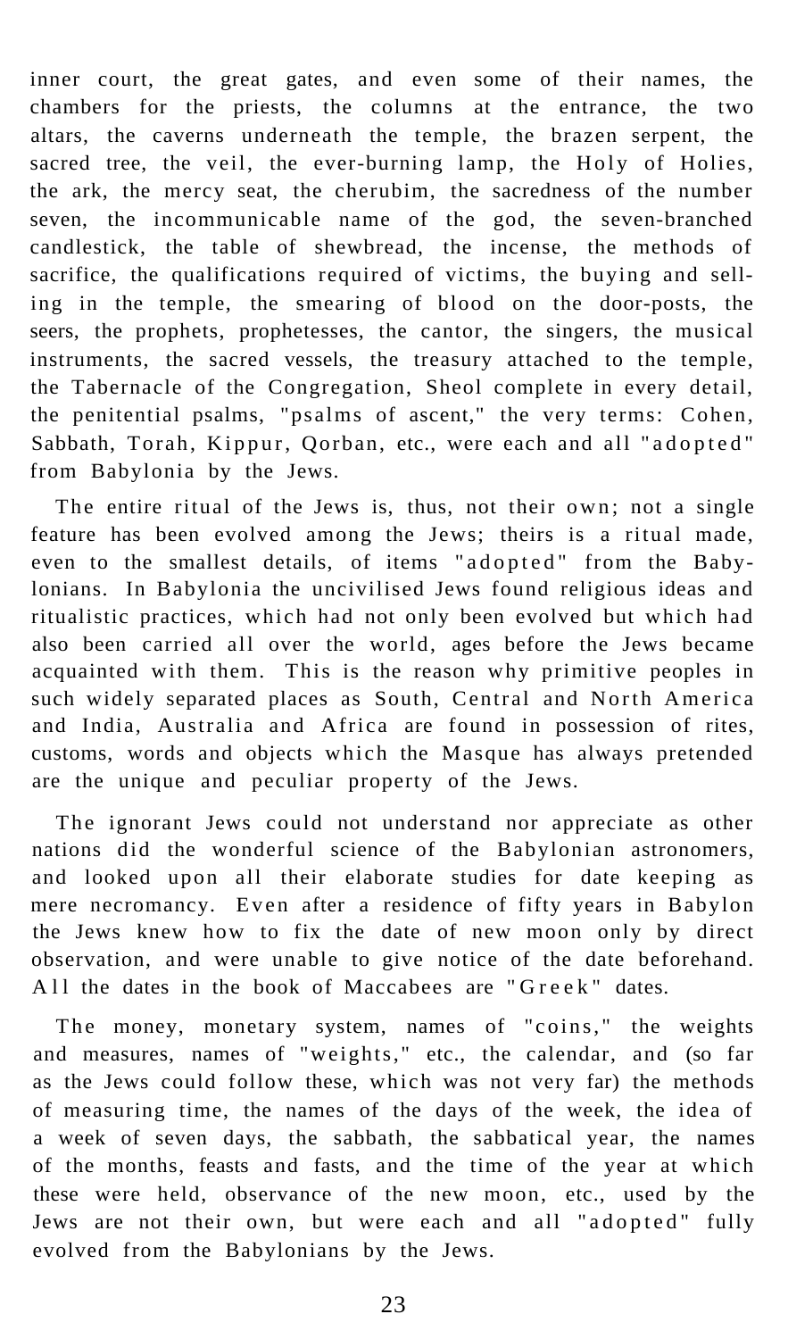inner court, the great gates, and even some of their names, the chambers for the priests, the columns at the entrance, the two altars, the caverns underneath the temple, the brazen serpent, the sacred tree, the veil, the ever-burning lamp, the Holy of Holies, the ark, the mercy seat, the cherubim, the sacredness of the number seven, the incommunicable name of the god, the seven-branched candlestick, the table of shewbread, the incense, the methods of sacrifice, the qualifications required of victims, the buying and selling in the temple, the smearing of blood on the door-posts, the seers, the prophets, prophetesses, the cantor, the singers, the musical instruments, the sacred vessels, the treasury attached to the temple, the Tabernacle of the Congregation, Sheol complete in every detail, the penitential psalms, "psalms of ascent," the very terms: Cohen, Sabbath, Torah, Kippur, Qorban, etc., were each and all "adopted" from Babylonia by the Jews.

The entire ritual of the Jews is, thus, not their own; not a single feature has been evolved among the Jews; theirs is a ritual made, even to the smallest details, of items "adopted" from the Babylonians. In Babylonia the uncivilised Jews found religious ideas and ritualistic practices, which had not only been evolved but which had also been carried all over the world, ages before the Jews became acquainted with them. This is the reason why primitive peoples in such widely separated places as South, Central and North America and India, Australia and Africa are found in possession of rites, customs, words and objects which the Masque has always pretended are the unique and peculiar property of the Jews.

The ignorant Jews could not understand nor appreciate as other nations did the wonderful science of the Babylonian astronomers, and looked upon all their elaborate studies for date keeping as mere necromancy. Even after a residence of fifty years in Babylon the Jews knew how to fix the date of new moon only by direct observation, and were unable to give notice of the date beforehand. All the dates in the book of Maccabees are "Greek" dates.

The money, monetary system, names of "coins," the weights and measures, names of "weights," etc., the calendar, and (so far as the Jews could follow these, which was not very far) the methods of measuring time, the names of the days of the week, the idea of a week of seven days, the sabbath, the sabbatical year, the names of the months, feasts and fasts, and the time of the year at which these were held, observance of the new moon, etc., used by the Jews are not their own, but were each and all "adopted" fully evolved from the Babylonians by the Jews.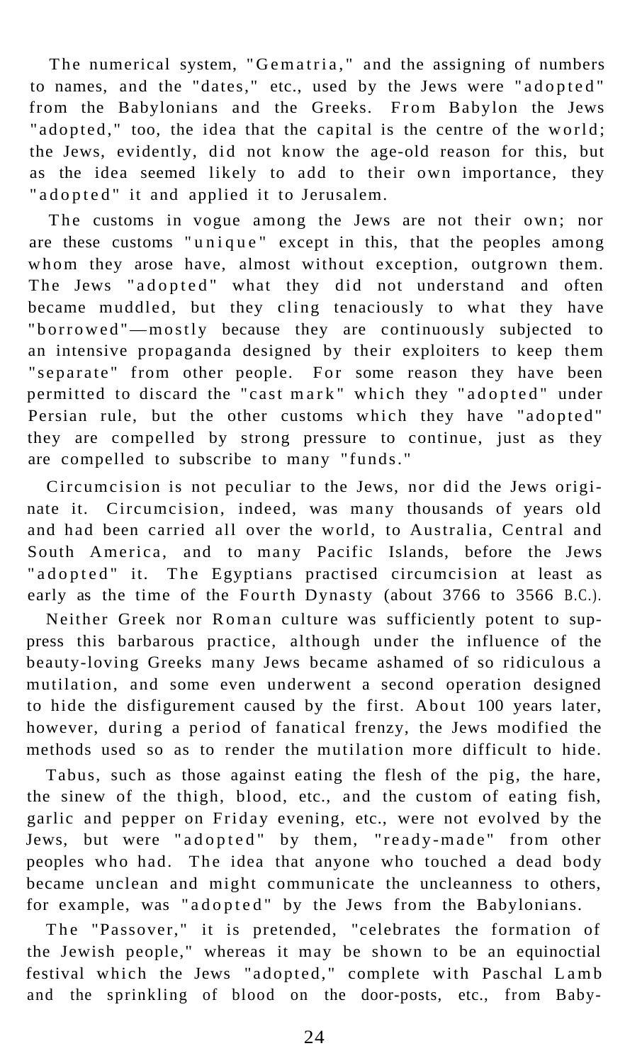The numerical system, "Gematria," and the assigning of numbers to names, and the "dates," etc., used by the Jews were "adopted" from the Babylonians and the Greeks. From Babylon the Jews "adopted," too, the idea that the capital is the centre of the world; the Jews, evidently, did not know the age-old reason for this, but as the idea seemed likely to add to their own importance, they "adopted" it and applied it to Jerusalem.

The customs in vogue among the Jews are not their own; nor are these customs "unique" except in this, that the peoples among whom they arose have, almost without exception, outgrown them. The Jews "adopted" what they did not understand and often became muddled, but they cling tenaciously to what they have "borrowed"—mostly because they are continuously subjected to an intensive propaganda designed by their exploiters to keep them "separate" from other people. For some reason they have been permitted to discard the "cast mark" which they "adopted" under Persian rule, but the other customs which they have "adopted" they are compelled by strong pressure to continue, just as they are compelled to subscribe to many "funds."

Circumcision is not peculiar to the Jews, nor did the Jews originate it. Circumcision, indeed, was many thousands of years old and had been carried all over the world, to Australia, Central and South America, and to many Pacific Islands, before the Jews "adopted" it. The Egyptians practised circumcision at least as early as the time of the Fourth Dynasty (about 3766 to 3566 B.C.).

Neither Greek nor Roman culture was sufficiently potent to suppress this barbarous practice, although under the influence of the beauty-loving Greeks many Jews became ashamed of so ridiculous a mutilation, and some even underwent a second operation designed to hide the disfigurement caused by the first. About 100 years later, however, during a period of fanatical frenzy, the Jews modified the methods used so as to render the mutilation more difficult to hide.

Tabus, such as those against eating the flesh of the pig, the hare, the sinew of the thigh, blood, etc., and the custom of eating fish, garlic and pepper on Friday evening, etc., were not evolved by the Jews, but were "adopted" by them, "ready-made" from other peoples who had. The idea that anyone who touched a dead body became unclean and might communicate the uncleanness to others, for example, was "adopted" by the Jews from the Babylonians.

The "Passover," it is pretended, "celebrates the formation of the Jewish people," whereas it may be shown to be an equinoctial festival which the Jews "adopted," complete with Paschal Lamb and the sprinkling of blood on the door-posts, etc., from Baby-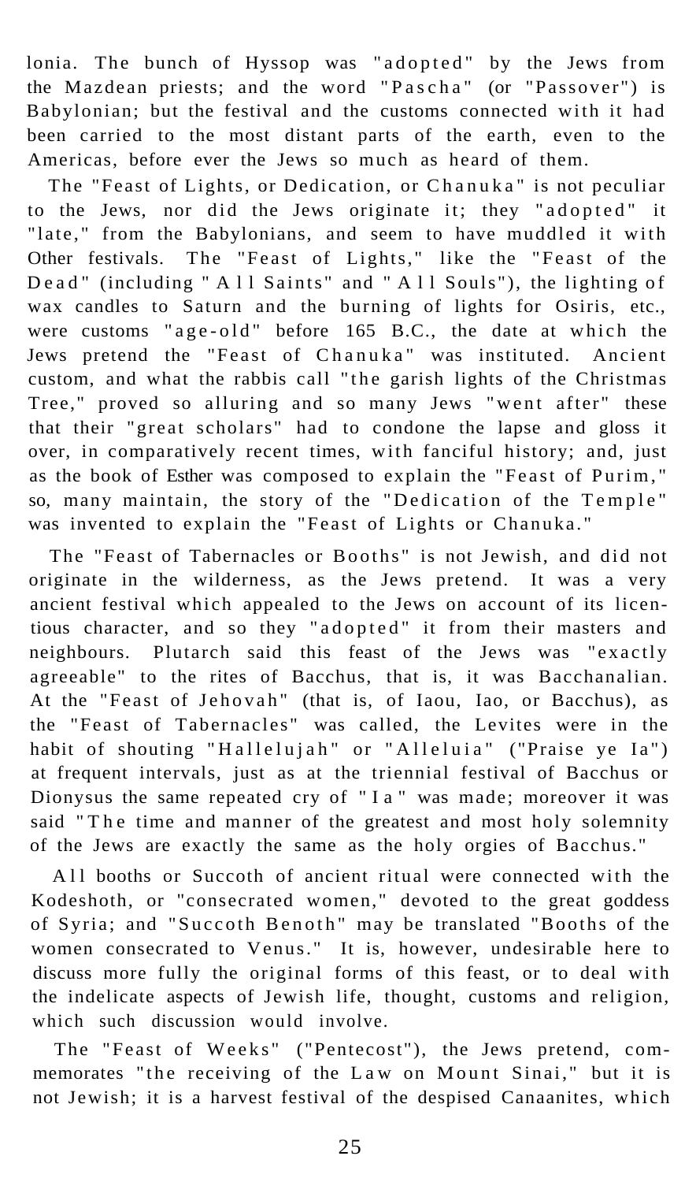lonia. The bunch of Hyssop was "adopted" by the Jews from the Mazdean priests; and the word "Pascha" (or "Passover") is Babylonian; but the festival and the customs connected with it had been carried to the most distant parts of the earth, even to the Americas, before ever the Jews so much as heard of them.

The "Feast of Lights, or Dedication, or Chanuka" is not peculiar to the Jews, nor did the Jews originate it; they "adopted" it "late," from the Babylonians, and seem to have muddled it with Other festivals. The "Feast of Lights," like the "Feast of the Dead" (including "All Saints" and "All Souls"), the lighting of wax candles to Saturn and the burning of lights for Osiris, etc., were customs "age-old" before 165 B.C., the date at which the Jews pretend the "Feast of Chanuka" was instituted. Ancient custom, and what the rabbis call "the garish lights of the Christmas Tree," proved so alluring and so many Jews "went after" these that their "great scholars" had to condone the lapse and gloss it over, in comparatively recent times, with fanciful history; and, just as the book of Esther was composed to explain the "Feast of Purim," so, many maintain, the story of the "Dedication of the Temple" was invented to explain the "Feast of Lights or Chanuka."

The "Feast of Tabernacles or Booths" is not Jewish, and did not originate in the wilderness, as the Jews pretend. It was a very ancient festival which appealed to the Jews on account of its licentious character, and so they "adopted" it from their masters and neighbours. Plutarch said this feast of the Jews was "exactly agreeable" to the rites of Bacchus, that is, it was Bacchanalian. At the "Feast of Jehovah" (that is, of Iaou, Iao, or Bacchus), as the "Feast of Tabernacles" was called, the Levites were in the habit of shouting "Hallelujah" or "Alleluia" ("Praise ye Ia") at frequent intervals, just as at the triennial festival of Bacchus or Dionysus the same repeated cry of "Ia" was made; moreover it was said "The time and manner of the greatest and most holy solemnity of the Jews are exactly the same as the holy orgies of Bacchus."

All booths or Succoth of ancient ritual were connected with the Kodeshoth, or "consecrated women," devoted to the great goddess of Syria; and "Succoth Benoth" may be translated "Booths of the women consecrated to Venus." It is, however, undesirable here to discuss more fully the original forms of this feast, or to deal with the indelicate aspects of Jewish life, thought, customs and religion, which such discussion would involve.

The "Feast of Weeks" ("Pentecost"), the Jews pretend, commemorates "the receiving of the Law on Mount Sinai," but it is not Jewish; it is a harvest festival of the despised Canaanites, which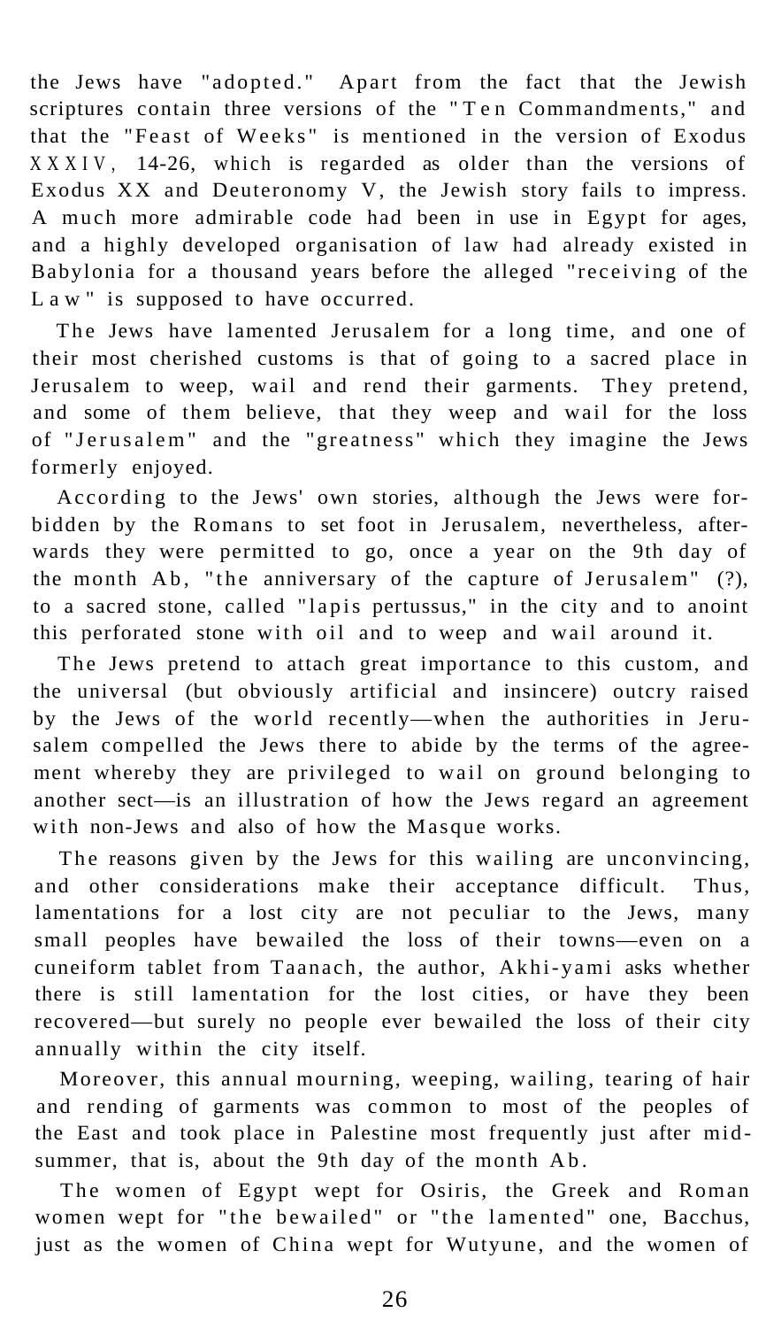the Jews have "adopted." Apart from the fact that the Jewish scriptures contain three versions of the "Ten Commandments," and that the "Feast of Weeks" is mentioned in the version of Exodus XXXIV, 14-26, which is regarded as older than the versions of Exodus XX and Deuteronomy V, the Jewish story fails to impress. A much more admirable code had been in use in Egypt for ages, and a highly developed organisation of law had already existed in Babylonia for a thousand years before the alleged "receiving of the Law" is supposed to have occurred.

The Jews have lamented Jerusalem for a long time, and one of their most cherished customs is that of going to a sacred place in Jerusalem to weep, wail and rend their garments. They pretend, and some of them believe, that they weep and wail for the loss of "Jerusalem" and the "greatness" which they imagine the Jews formerly enjoyed.

According to the Jews' own stories, although the Jews were forbidden by the Romans to set foot in Jerusalem, nevertheless, afterwards they were permitted to go, once a year on the 9th day of the month Ab, "the anniversary of the capture of Jerusalem" (?), to a sacred stone, called "lapis pertussus," in the city and to anoint this perforated stone with oil and to weep and wail around it.

The Jews pretend to attach great importance to this custom, and the universal (but obviously artificial and insincere) outcry raised by the Jews of the world recently—when the authorities in Jerusalem compelled the Jews there to abide by the terms of the agreement whereby they are privileged to wail on ground belonging to another sect—is an illustration of how the Jews regard an agreement with non-Jews and also of how the Masque works.

The reasons given by the Jews for this wailing are unconvincing, and other considerations make their acceptance difficult. Thus, lamentations for a lost city are not peculiar to the Jews, many small peoples have bewailed the loss of their towns—even on a cuneiform tablet from Taanach, the author, Akhi-yami asks whether there is still lamentation for the lost cities, or have they been recovered—but surely no people ever bewailed the loss of their city annually within the city itself.

Moreover, this annual mourning, weeping, wailing, tearing of hair and rending of garments was common to most of the peoples of the East and took place in Palestine most frequently just after midsummer, that is, about the 9th day of the month Ab.

The women of Egypt wept for Osiris, the Greek and Roman women wept for "the bewailed" or "the lamented" one, Bacchus, just as the women of China wept for Wutyune, and the women of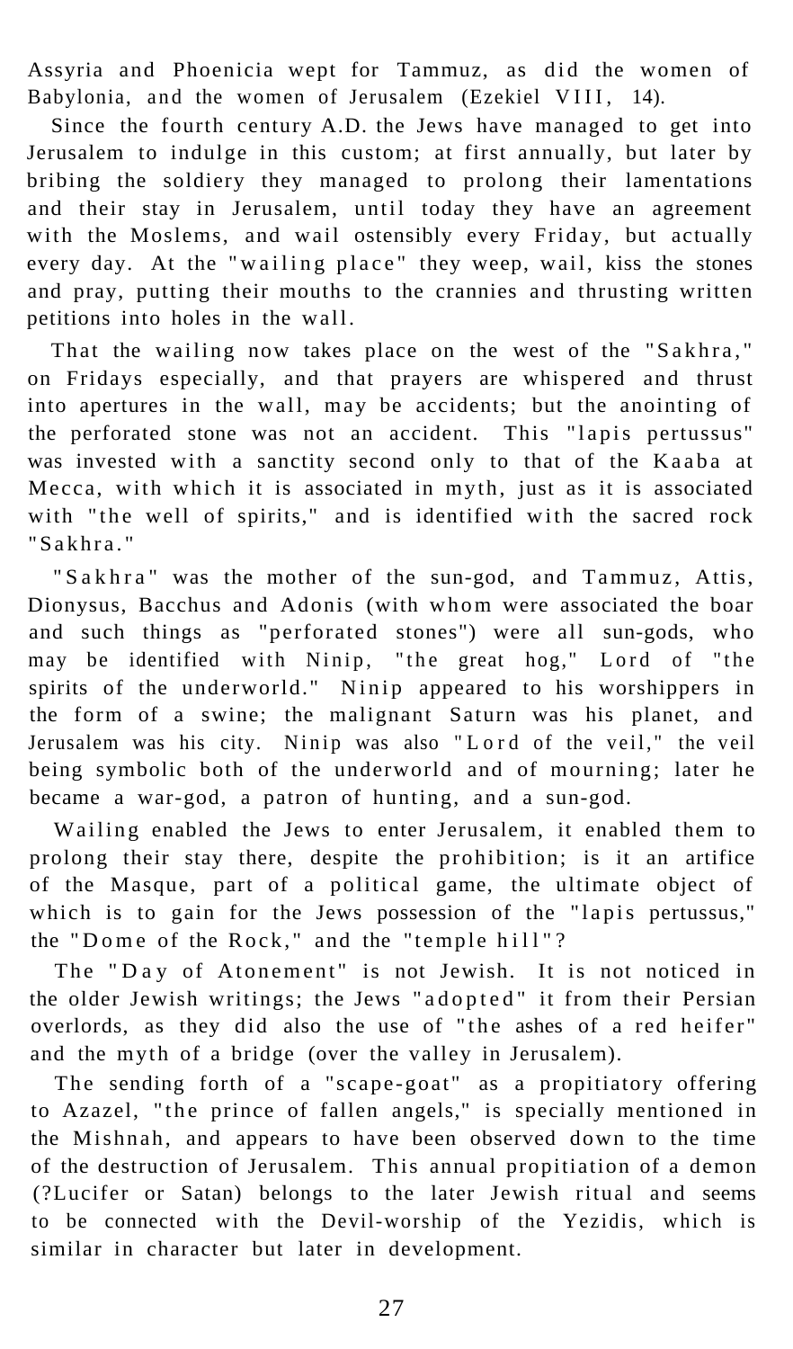Assyria and Phoenicia wept for Tammuz, as did the women of Babylonia, and the women of Jerusalem (Ezekiel VIII, 14).

Since the fourth century A.D. the Jews have managed to get into Jerusalem to indulge in this custom; at first annually, but later by bribing the soldiery they managed to prolong their lamentations and their stay in Jerusalem, until today they have an agreement with the Moslems, and wail ostensibly every Friday, but actually every day. At the "wailing place" they weep, wail, kiss the stones and pray, putting their mouths to the crannies and thrusting written petitions into holes in the wall.

That the wailing now takes place on the west of the "Sakhra," on Fridays especially, and that prayers are whispered and thrust into apertures in the wall, may be accidents; but the anointing of the perforated stone was not an accident. This "lapis pertussus" was invested with a sanctity second only to that of the Kaaba at Mecca, with which it is associated in myth, just as it is associated with "the well of spirits," and is identified with the sacred rock "Sakhra."

"Sakhra" was the mother of the sun-god, and Tammuz, Attis, Dionysus, Bacchus and Adonis (with whom were associated the boar and such things as "perforated stones") were all sun-gods, who may be identified with Ninip, "the great hog," Lord of "the spirits of the underworld." Ninip appeared to his worshippers in the form of a swine; the malignant Saturn was his planet, and Jerusalem was his city. Ninip was also "Lord of the veil," the veil being symbolic both of the underworld and of mourning; later he became a war-god, a patron of hunting, and a sun-god.

Wailing enabled the Jews to enter Jerusalem, it enabled them to prolong their stay there, despite the prohibition; is it an artifice of the Masque, part of a political game, the ultimate object of which is to gain for the Jews possession of the "lapis pertussus," the "Dome of the Rock," and the "temple hill"?

The "Day of Atonement" is not Jewish. It is not noticed in the older Jewish writings; the Jews "adopted" it from their Persian overlords, as they did also the use of "the ashes of a red heifer" and the myth of a bridge (over the valley in Jerusalem).

The sending forth of a "scape-goat" as a propitiatory offering to Azazel, "the prince of fallen angels," is specially mentioned in the Mishnah, and appears to have been observed down to the time of the destruction of Jerusalem. This annual propitiation of a demon (?Lucifer or Satan) belongs to the later Jewish ritual and seems to be connected with the Devil-worship of the Yezidis, which is similar in character but later in development.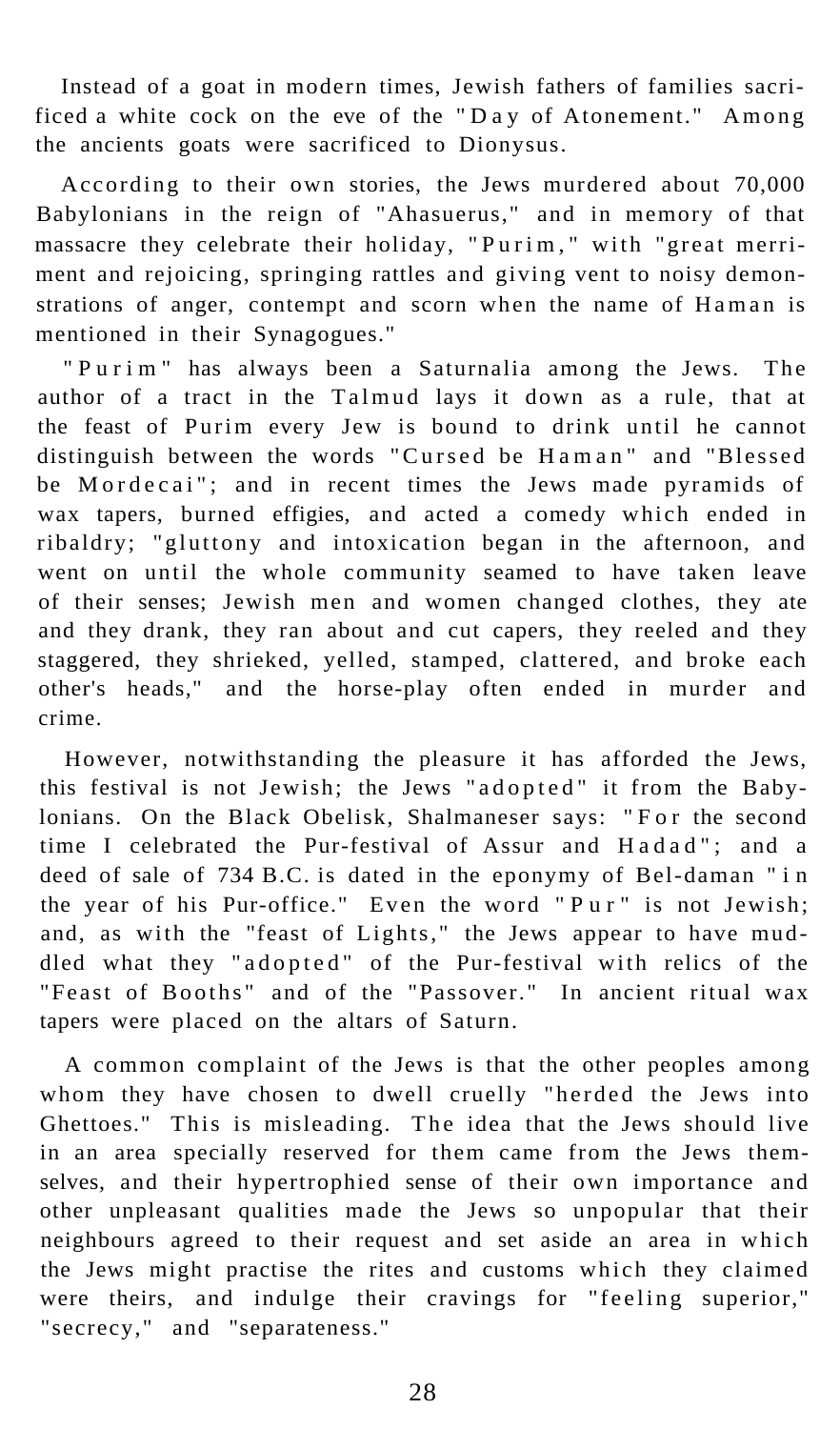Instead of a goat in modern times, Jewish fathers of families sacrificed a white cock on the eve of the "Day of Atonement." Among the ancients goats were sacrificed to Dionysus.

According to their own stories, the Jews murdered about 70,000 Babylonians in the reign of "Ahasuerus," and in memory of that massacre they celebrate their holiday, "Purim," with "great merriment and rejoicing, springing rattles and giving vent to noisy demonstrations of anger, contempt and scorn when the name of Haman is mentioned in their Synagogues."

"Purim" has always been a Saturnalia among the Jews. The author of a tract in the Talmud lays it down as a rule, that at the feast of Purim every Jew is bound to drink until he cannot distinguish between the words "Cursed be Haman" and "Blessed be Mordecai"; and in recent times the Jews made pyramids of wax tapers, burned effigies, and acted a comedy which ended in ribaldry; "gluttony and intoxication began in the afternoon, and went on until the whole community seamed to have taken leave of their senses; Jewish men and women changed clothes, they ate and they drank, they ran about and cut capers, they reeled and they staggered, they shrieked, yelled, stamped, clattered, and broke each other's heads," and the horse-play often ended in murder and crime.

However, notwithstanding the pleasure it has afforded the Jews, this festival is not Jewish; the Jews "adopted" it from the Babylonians. On the Black Obelisk, Shalmaneser says: "For the second time I celebrated the Pur-festival of Assur and Hadad"; and a deed of sale of 734 B.C. is dated in the eponymy of Bel-daman "in the year of his Pur-office." Even the word "Pur" is not Jewish; and, as with the "feast of Lights," the Jews appear to have muddled what they "adopted" of the Pur-festival with relics of the "Feast of Booths" and of the "Passover." In ancient ritual wax tapers were placed on the altars of Saturn.

A common complaint of the Jews is that the other peoples among whom they have chosen to dwell cruelly "herded the Jews into Ghettoes." This is misleading. The idea that the Jews should live in an area specially reserved for them came from the Jews themselves, and their hypertrophied sense of their own importance and other unpleasant qualities made the Jews so unpopular that their neighbours agreed to their request and set aside an area in which the Jews might practise the rites and customs which they claimed were theirs, and indulge their cravings for "feeling superior," "secrecy," and "separateness."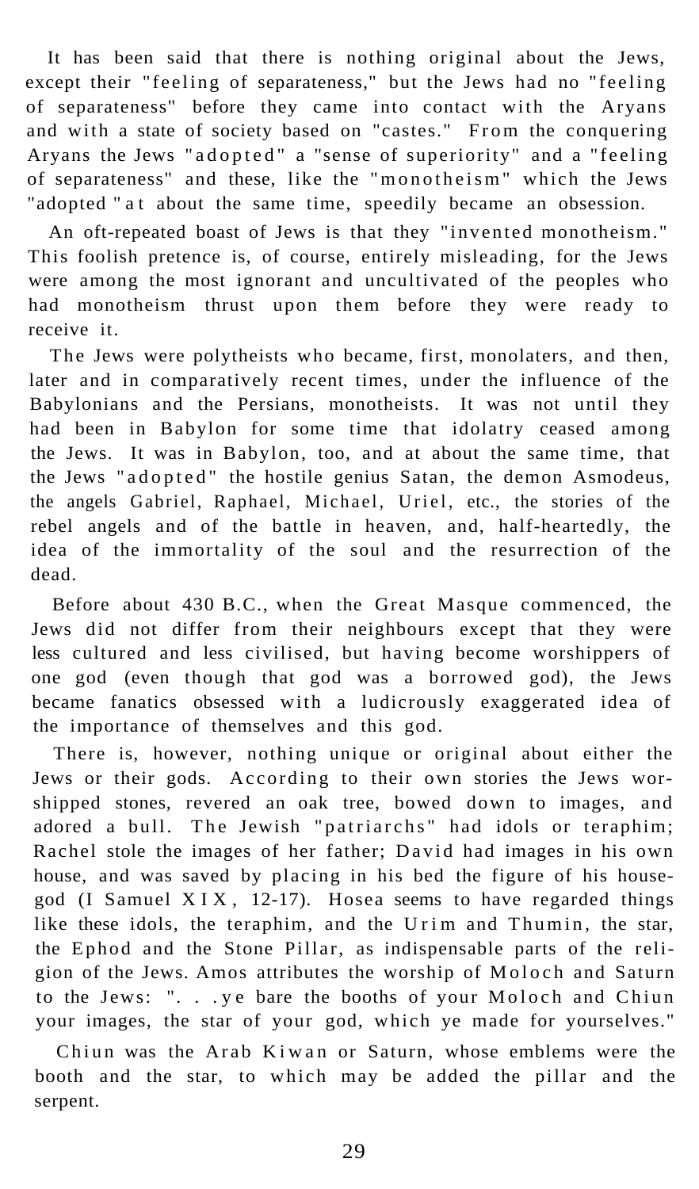It has been said that there is nothing original about the Jews, except their "feeling of separateness," but the Jews had no "feeling of separateness" before they came into contact with the Aryans and with a state of society based on "castes." From the conquering Aryans the Jews "adopted" a "sense of superiority" and a "feeling of separateness" and these, like the "monotheism" which the Jews "adopted" at about the same time, speedily became an obsession.

An oft-repeated boast of Jews is that they "invented monotheism." This foolish pretence is, of course, entirely misleading, for the Jews were among the most ignorant and uncultivated of the peoples who had monotheism thrust upon them before they were ready to receive it.

The Jews were polytheists who became, first, monolaters, and then, later and in comparatively recent times, under the influence of the Babylonians and the Persians, monotheists. It was not until they had been in Babylon for some time that idolatry ceased among the Jews. It was in Babylon, too, and at about the same time, that the Jews "adopted" the hostile genius Satan, the demon Asmodeus, the angels Gabriel, Raphael, Michael, Uriel, etc., the stories of the rebel angels and of the battle in heaven, and, half-heartedly, the idea of the immortality of the soul and the resurrection of the dead.

Before about 430 B.C., when the Great Masque commenced, the Jews did not differ from their neighbours except that they were less cultured and less civilised, but having become worshippers of one god (even though that god was a borrowed god), the Jews became fanatics obsessed with a ludicrously exaggerated idea of the importance of themselves and this god.

There is, however, nothing unique or original about either the Jews or their gods. According to their own stories the Jews worshipped stones, revered an oak tree, bowed down to images, and adored a bull. The Jewish "patriarchs" had idols or teraphim; Rachel stole the images of her father; David had images in his own house, and was saved by placing in his bed the figure of his house-god (I Samuel XIX, 12-17). Hosea seems to have regarded things like these idols, the teraphim, and the Urim and Thumin, the star, the Ephod and the Stone Pillar, as indispensable parts of the religion of the Jews. Amos attributes the worship of Moloch and Saturn to the Jews: ". . . ye bare the booths of your Moloch and Chiun your images, the star of your god, which ye made for yourselves."

Chiun was the Arab Kiwan or Saturn, whose emblems were the booth and the star, to which may be added the pillar and the serpent.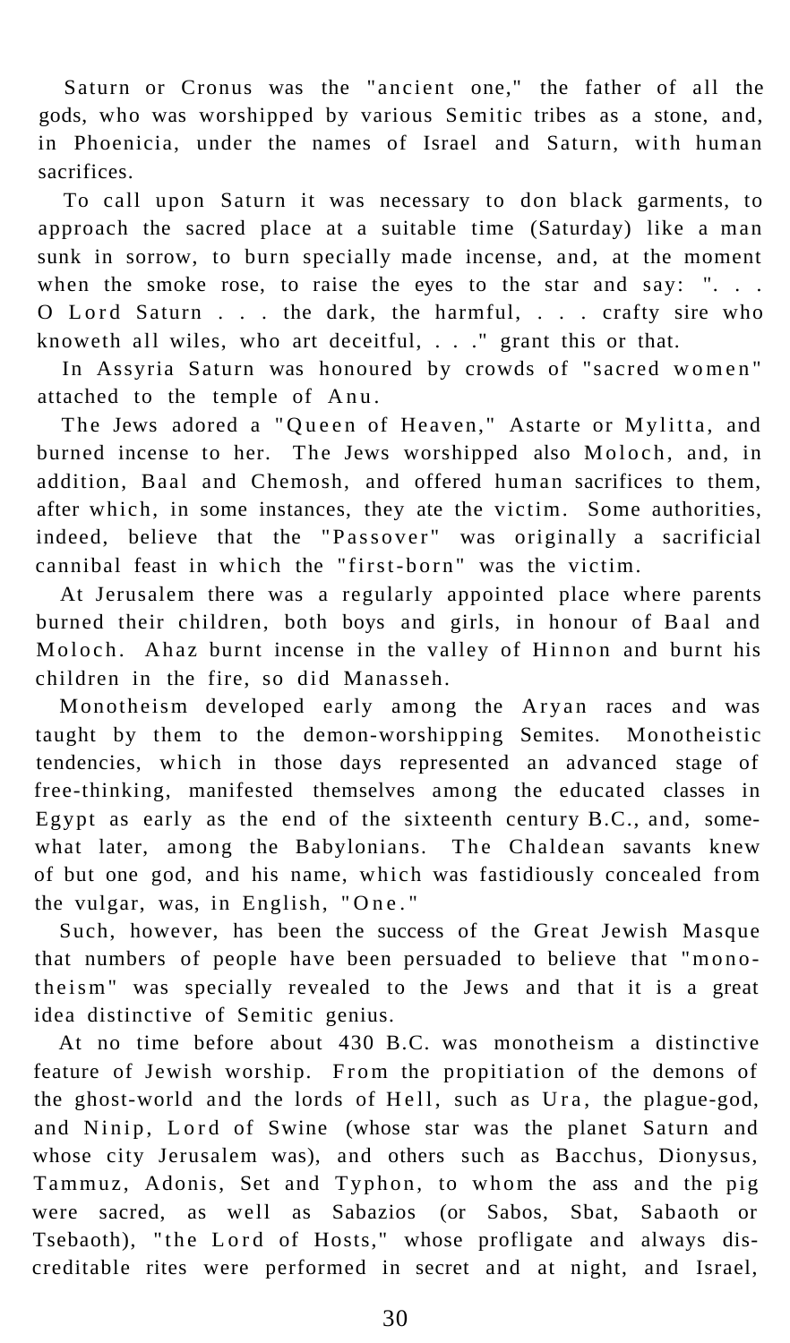Saturn or Cronus was the "ancient one," the father of all the gods, who was worshipped by various Semitic tribes as a stone, and, in Phoenicia, under the names of Israel and Saturn, with human sacrifices.

To call upon Saturn it was necessary to don black garments, to approach the sacred place at a suitable time (Saturday) like a man sunk in sorrow, to burn specially made incense, and, at the moment when the smoke rose, to raise the eyes to the star and say: ". . . O Lord Saturn . . . the dark, the harmful, . . . crafty sire who knoweth all wiles, who art deceitful, . . ." grant this or that.

In Assyria Saturn was honoured by crowds of "sacred women" attached to the temple of Anu.

The Jews adored a "Queen of Heaven," Astarte or Mylitta, and burned incense to her. The Jews worshipped also Moloch, and, in addition, Baal and Chemosh, and offered human sacrifices to them, after which, in some instances, they ate the victim. Some authorities, indeed, believe that the "Passover" was originally a sacrificial cannibal feast in which the "first-born" was the victim.

At Jerusalem there was a regularly appointed place where parents burned their children, both boys and girls, in honour of Baal and Moloch. Ahaz burnt incense in the valley of Hinnon and burnt his children in the fire, so did Manasseh.

Monotheism developed early among the Aryan races and was taught by them to the demon-worshipping Semites. Monotheistic tendencies, which in those days represented an advanced stage of free-thinking, manifested themselves among the educated classes in Egypt as early as the end of the sixteenth century B.C., and, somewhat later, among the Babylonians. The Chaldean savants knew of but one god, and his name, which was fastidiously concealed from the vulgar, was, in English, "One."

Such, however, has been the success of the Great Jewish Masque that numbers of people have been persuaded to believe that "monotheism" was specially revealed to the Jews and that it is a great idea distinctive of Semitic genius.

At no time before about 430 B.C. was monotheism a distinctive feature of Jewish worship. From the propitiation of the demons of the ghost-world and the lords of Hell, such as Ura, the plague-god, and Ninip, Lord of Swine (whose star was the planet Saturn and whose city Jerusalem was), and others such as Bacchus, Dionysus, Tammuz, Adonis, Set and Typhon, to whom the ass and the pig were sacred, as well as Sabazios (or Sabos, Sbat, Sabaoth or Tsebaoth), "the Lord of Hosts," whose profligate and always discreditable rites were performed in secret and at night, and Israel,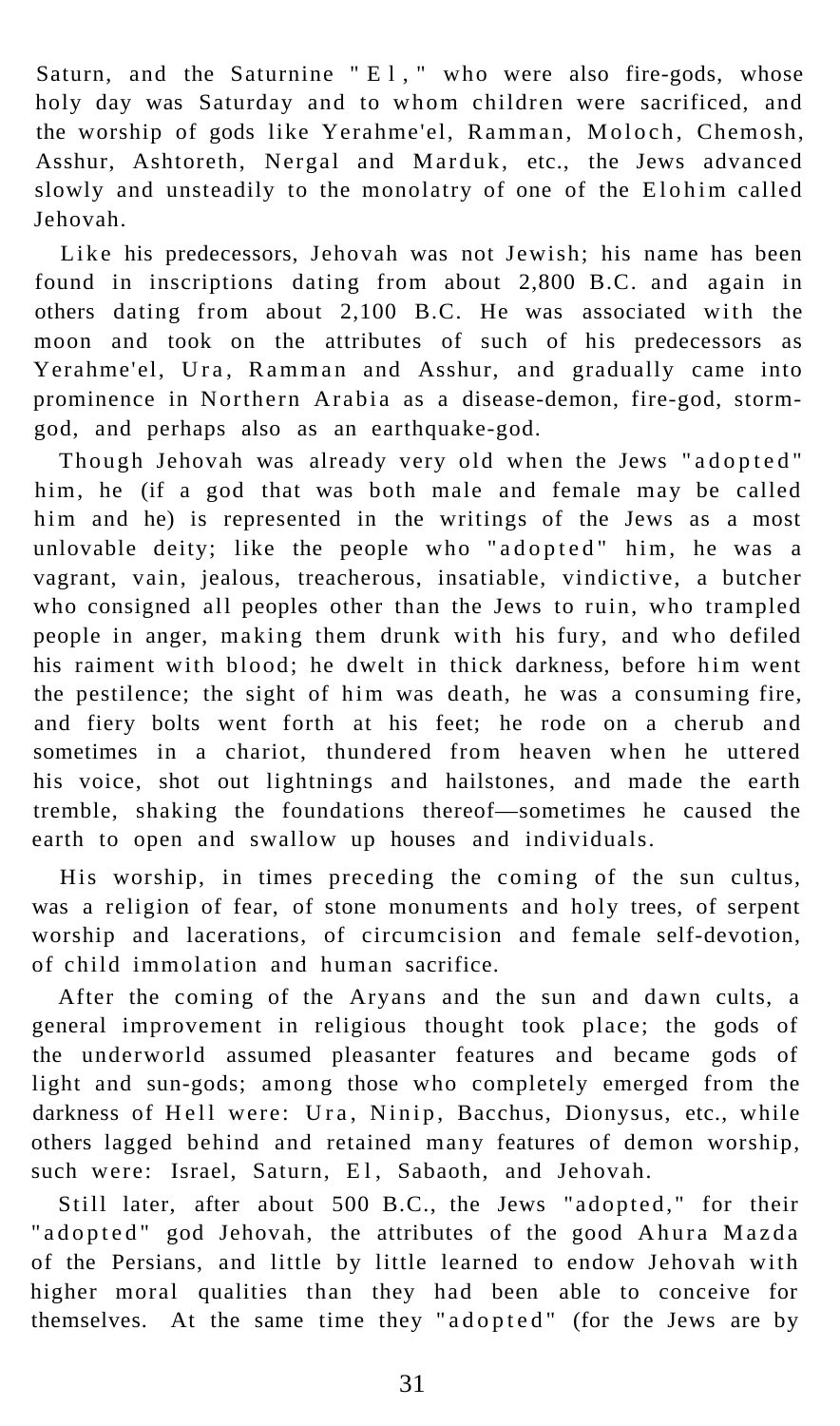Saturn, and the Saturnine "El," who were also fire-gods, whose holy day was Saturday and to whom children were sacrificed, and the worship of gods like Yerahme'el, Ramman, Moloch, Chemosh, Asshur, Ashtoreth, Nergal and Marduk, etc., the Jews advanced slowly and unsteadily to the monolatry of one of the Elohim called Jehovah.

Like his predecessors, Jehovah was not Jewish; his name has been found in inscriptions dating from about 2,800 B.C. and again in others dating from about 2,100 B.C. He was associated with the moon and took on the attributes of such of his predecessors as Yerahme'el, Ura, Ramman and Asshur, and gradually came into prominence in Northern Arabia as a disease-demon, fire-god, storm-god, and perhaps also as an earthquake-god.

Though Jehovah was already very old when the Jews "adopted" him, he (if a god that was both male and female may be called him and he) is represented in the writings of the Jews as a most unlovable deity; like the people who "adopted" him, he was a vagrant, vain, jealous, treacherous, insatiable, vindictive, a butcher who consigned all peoples other than the Jews to ruin, who trampled people in anger, making them drunk with his fury, and who defiled his raiment with blood; he dwelt in thick darkness, before him went the pestilence; the sight of him was death, he was a consuming fire, and fiery bolts went forth at his feet; he rode on a cherub and sometimes in a chariot, thundered from heaven when he uttered his voice, shot out lightnings and hailstones, and made the earth tremble, shaking the foundations thereof—sometimes he caused the earth to open and swallow up houses and individuals.

His worship, in times preceding the coming of the sun cultus, was a religion of fear, of stone monuments and holy trees, of serpent worship and lacerations, of circumcision and female self-devotion, of child immolation and human sacrifice.

After the coming of the Aryans and the sun and dawn cults, a general improvement in religious thought took place; the gods of the underworld assumed pleasanter features and became gods of light and sun-gods; among those who completely emerged from the darkness of Hell were: Ura, Ninip, Bacchus, Dionysus, etc., while others lagged behind and retained many features of demon worship, such were: Israel, Saturn, El, Sabaoth, and Jehovah.

Still later, after about 500 B.C., the Jews "adopted," for their "adopted" god Jehovah, the attributes of the good Ahura Mazda of the Persians, and little by little learned to endow Jehovah with higher moral qualities than they had been able to conceive for themselves. At the same time they "adopted" (for the Jews are by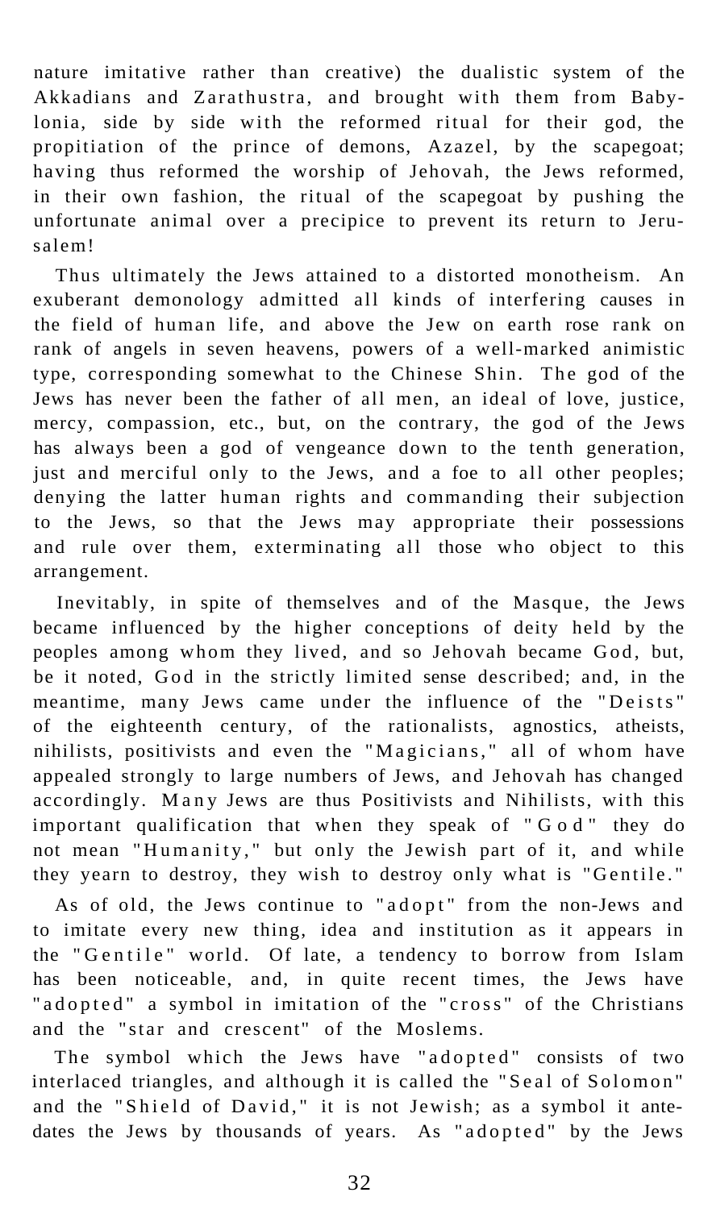nature imitative rather than creative) the dualistic system of the Akkadians and Zarathustra, and brought with them from Babylonia, side by side with the reformed ritual for their god, the propitiation of the prince of demons, Azazel, by the scapegoat; having thus reformed the worship of Jehovah, the Jews reformed, in their own fashion, the ritual of the scapegoat by pushing the unfortunate animal over a precipice to prevent its return to Jerusalem!

Thus ultimately the Jews attained to a distorted monotheism. An exuberant demonology admitted all kinds of interfering causes in the field of human life, and above the Jew on earth rose rank on rank of angels in seven heavens, powers of a well-marked animistic type, corresponding somewhat to the Chinese Shin. The god of the Jews has never been the father of all men, an ideal of love, justice, mercy, compassion, etc., but, on the contrary, the god of the Jews has always been a god of vengeance down to the tenth generation, just and merciful only to the Jews, and a foe to all other peoples; denying the latter human rights and commanding their subjection to the Jews, so that the Jews may appropriate their possessions and rule over them, exterminating all those who object to this arrangement.

Inevitably, in spite of themselves and of the Masque, the Jews became influenced by the higher conceptions of deity held by the peoples among whom they lived, and so Jehovah became God, but, be it noted, God in the strictly limited sense described; and, in the meantime, many Jews came under the influence of the "Deists" of the eighteenth century, of the rationalists, agnostics, atheists, nihilists, positivists and even the "Magicians," all of whom have appealed strongly to large numbers of Jews, and Jehovah has changed accordingly. Many Jews are thus Positivists and Nihilists, with this important qualification that when they speak of "God" they do not mean "Humanity," but only the Jewish part of it, and while they yearn to destroy, they wish to destroy only what is "Gentile."

As of old, the Jews continue to "adopt" from the non-Jews and to imitate every new thing, idea and institution as it appears in the "Gentile" world. Of late, a tendency to borrow from Islam has been noticeable, and, in quite recent times, the Jews have "adopted" a symbol in imitation of the "cross" of the Christians and the "star and crescent" of the Moslems.

The symbol which the Jews have "adopted" consists of two interlaced triangles, and although it is called the "Seal of Solomon" and the "Shield of David," it is not Jewish; as a symbol it antedates the Jews by thousands of years. As "adopted" by the Jews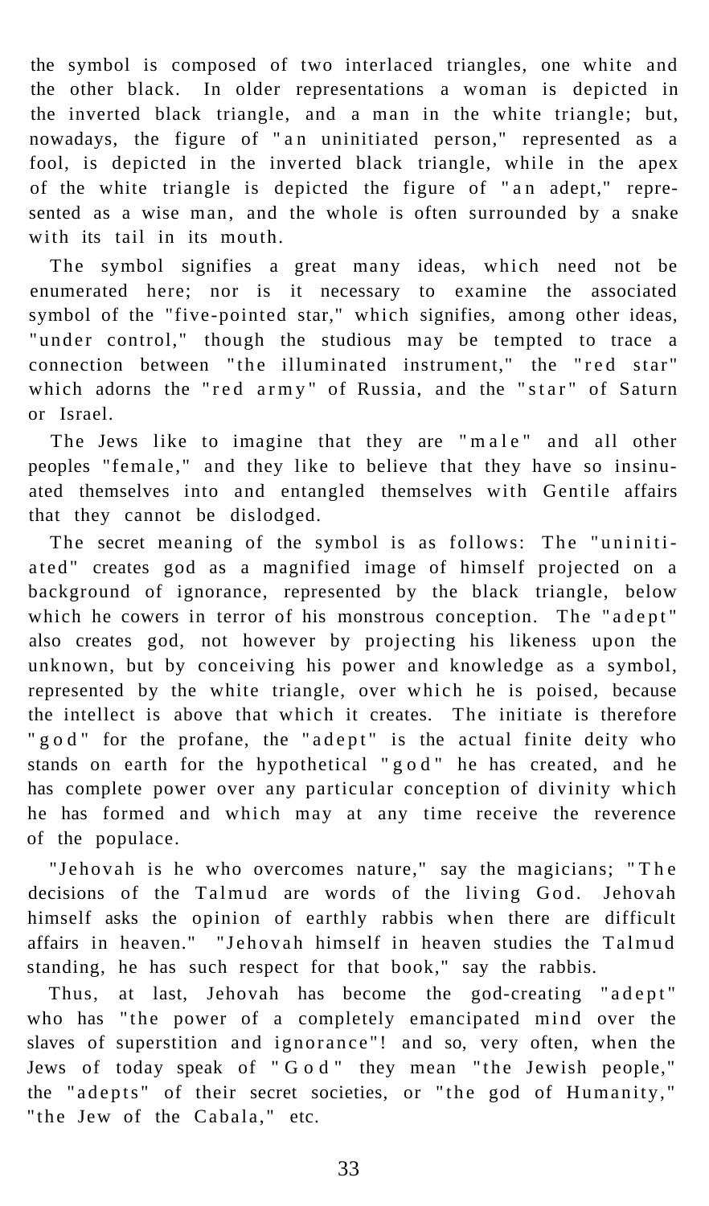the symbol is composed of two interlaced triangles, one white and the other black. In older representations a woman is depicted in the inverted black triangle, and a man in the white triangle; but, nowadays, the figure of "an uninitiated person," represented as a fool, is depicted in the inverted black triangle, while in the apex of the white triangle is depicted the figure of "an adept," represented as a wise man, and the whole is often surrounded by a snake with its tail in its mouth.

The symbol signifies a great many ideas, which need not be enumerated here; nor is it necessary to examine the associated symbol of the "five-pointed star," which signifies, among other ideas, "under control," though the studious may be tempted to trace a connection between "the illuminated instrument," the "red star" which adorns the "red army" of Russia, and the "star" of Saturn or Israel.

The Jews like to imagine that they are "male" and all other peoples "female," and they like to believe that they have so insinuated themselves into and entangled themselves with Gentile affairs that they cannot be dislodged.

The secret meaning of the symbol is as follows: The "uninitiated" creates god as a magnified image of himself projected on a background of ignorance, represented by the black triangle, below which he cowers in terror of his monstrous conception. The "adept" also creates god, not however by projecting his likeness upon the unknown, but by conceiving his power and knowledge as a symbol, represented by the white triangle, over which he is poised, because the intellect is above that which it creates. The initiate is therefore "god" for the profane, the "adept" is the actual finite deity who stands on earth for the hypothetical "god" he has created, and he has complete power over any particular conception of divinity which he has formed and which may at any time receive the reverence of the populace.

"Jehovah is he who overcomes nature," say the magicians; "The decisions of the Talmud are words of the living God. Jehovah himself asks the opinion of earthly rabbis when there are difficult affairs in heaven." "Jehovah himself in heaven studies the Talmud standing, he has such respect for that book," say the rabbis.

Thus, at last, Jehovah has become the god-creating "adept" who has "the power of a completely emancipated mind over the slaves of superstition and ignorance"! and so, very often, when the Jews of today speak of "God" they mean "the Jewish people," the "adepts" of their secret societies, or "the god of Humanity," "the Jew of the Cabala," etc.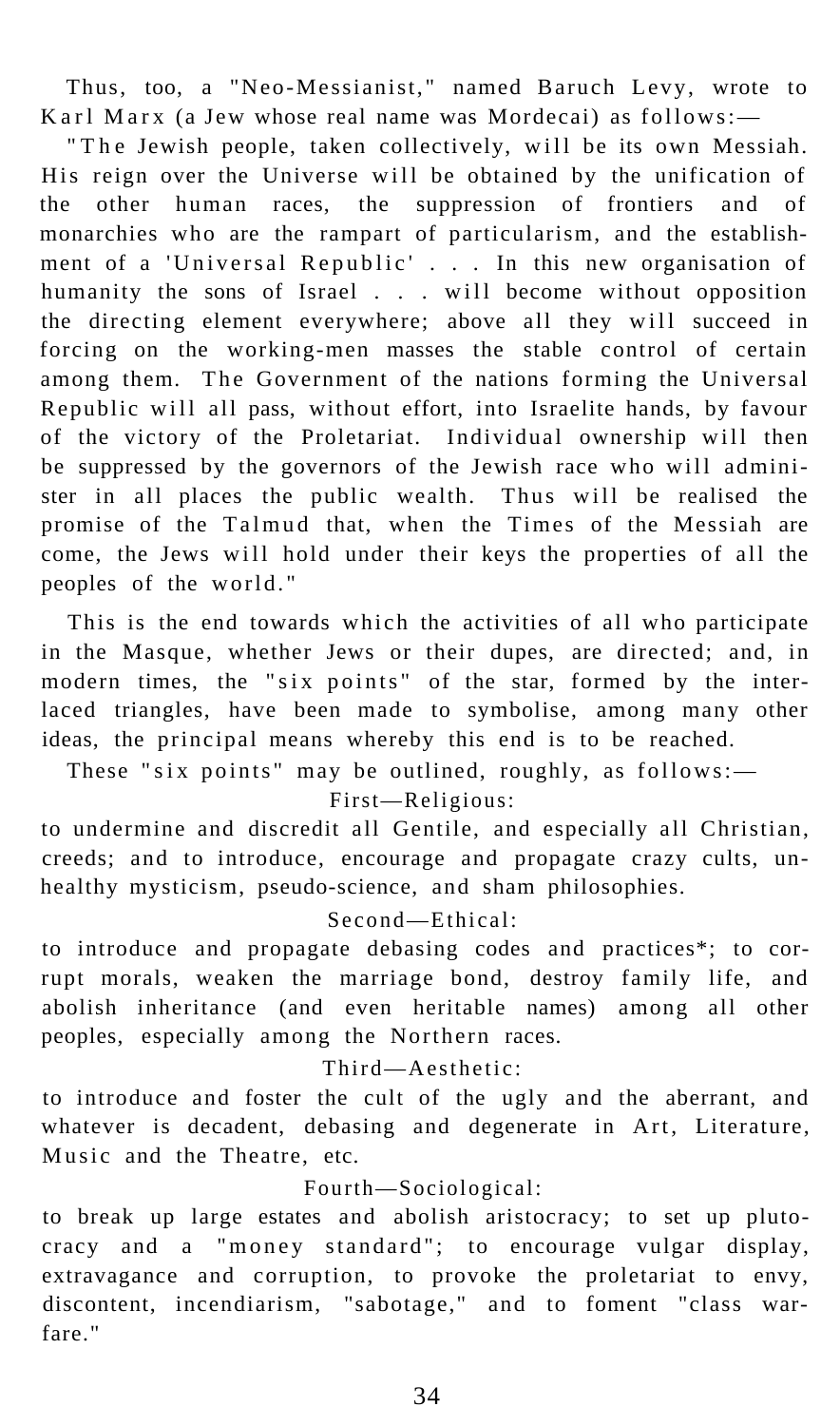Thus, too, a "Neo-Messianist," named Baruch Levy, wrote to Karl Marx (a Jew whose real name was Mordecai) as follows:—

"The Jewish people, taken collectively, will be its own Messiah. His reign over the Universe will be obtained by the unification of the other human races, the suppression of frontiers and of monarchies who are the rampart of particularism, and the establishment of a 'Universal Republic' . . . In this new organisation of humanity the sons of Israel . . . will become without opposition the directing element everywhere; above all they will succeed in forcing on the working-men masses the stable control of certain among them. The Government of the nations forming the Universal Republic will all pass, without effort, into Israelite hands, by favour of the victory of the Proletariat. Individual ownership will then be suppressed by the governors of the Jewish race who will administer in all places the public wealth. Thus will be realised the promise of the Talmud that, when the Times of the Messiah are come, the Jews will hold under their keys the properties of all the peoples of the world."

This is the end towards which the activities of all who participate in the Masque, whether Jews or their dupes, are directed; and, in modern times, the "six points" of the star, formed by the interlaced triangles, have been made to symbolise, among many other ideas, the principal means whereby this end is to be reached.

These "six points" may be outlined, roughly, as follows:—

First—Religious:

to undermine and discredit all Gentile, and especially all Christian, creeds; and to introduce, encourage and propagate crazy cults, unhealthy mysticism, pseudo-science, and sham philosophies.

Second—Ethical:

to introduce and propagate debasing codes and practices*; to corrupt morals, weaken the marriage bond, destroy family life, and abolish inheritance (and even heritable names) among all other peoples, especially among the Northern races.

Third—Aesthetic:

to introduce and foster the cult of the ugly and the aberrant, and whatever is decadent, debasing and degenerate in Art, Literature, Music and the Theatre, etc.

Fourth—Sociological:

to break up large estates and abolish aristocracy; to set up plutocracy and a "money standard"; to encourage vulgar display, extravagance and corruption, to provoke the proletariat to envy, discontent, incendiarism, "sabotage," and to foment "class warfare."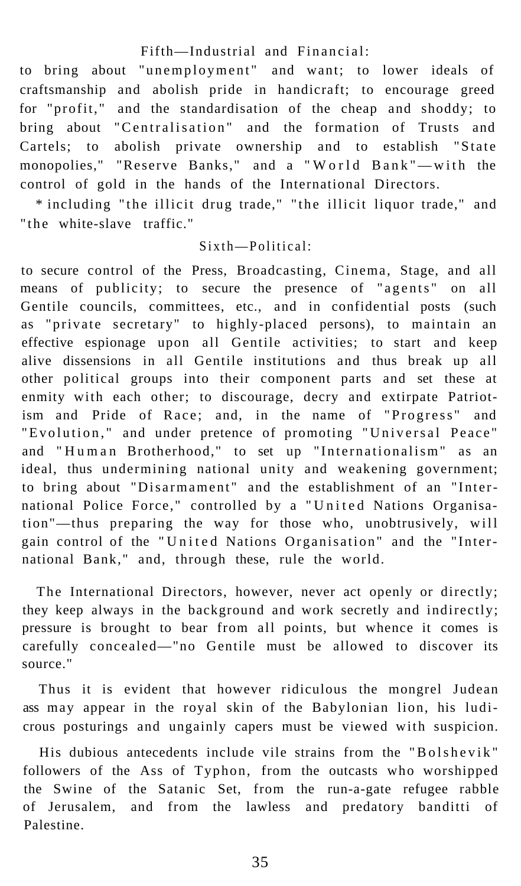Fifth—Industrial and Financial:

to bring about "unemployment" and want; to lower ideals of craftsmanship and abolish pride in handicraft; to encourage greed for "profit," and the standardisation of the cheap and shoddy; to bring about "Centralisation" and the formation of Trusts and Cartels; to abolish private ownership and to establish "State monopolies," "Reserve Banks," and a "World Bank"—with the control of gold in the hands of the International Directors.

\* including "the illicit drug trade," "the illicit liquor trade," and "the white-slave traffic."

Sixth—Political:

to secure control of the Press, Broadcasting, Cinema, Stage, and all means of publicity; to secure the presence of "agents" on all Gentile councils, committees, etc., and in confidential posts (such as "private secretary" to highly-placed persons), to maintain an effective espionage upon all Gentile activities; to start and keep alive dissensions in all Gentile institutions and thus break up all other political groups into their component parts and set these at enmity with each other; to discourage, decry and extirpate Patriotism and Pride of Race; and, in the name of "Progress" and "Evolution," and under pretence of promoting "Universal Peace" and "Human Brotherhood," to set up "Internationalism" as an ideal, thus undermining national unity and weakening government; to bring about "Disarmament" and the establishment of an "International Police Force," controlled by a "United Nations Organisation"—thus preparing the way for those who, unobtrusively, will gain control of the "United Nations Organisation" and the "International Bank," and, through these, rule the world.

The International Directors, however, never act openly or directly; they keep always in the background and work secretly and indirectly; pressure is brought to bear from all points, but whence it comes is carefully concealed—"no Gentile must be allowed to discover its source."

Thus it is evident that however ridiculous the mongrel Judean ass may appear in the royal skin of the Babylonian lion, his ludicrous posturings and ungainly capers must be viewed with suspicion.

His dubious antecedents include vile strains from the "Bolshevik" followers of the Ass of Typhon, from the outcasts who worshipped the Swine of the Satanic Set, from the run-a-gate refugee rabble of Jerusalem, and from the lawless and predatory banditti of Palestine.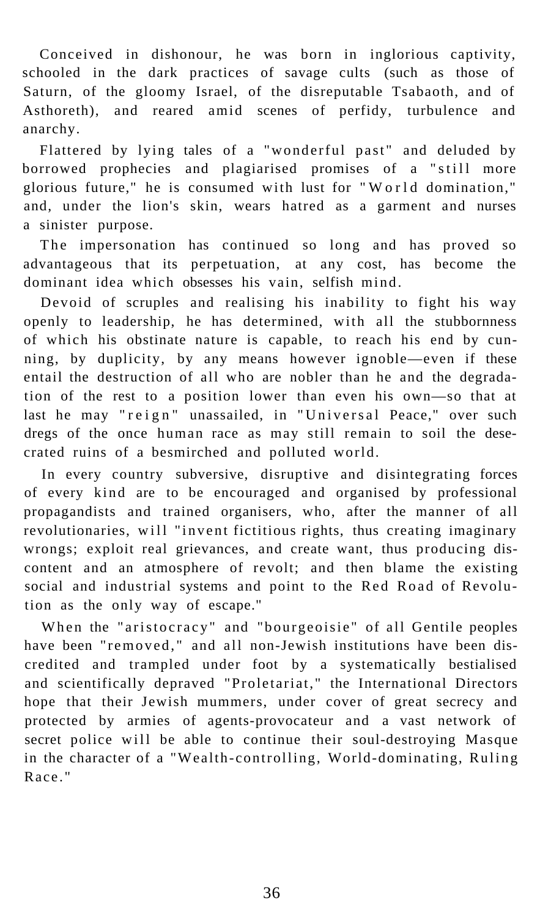Conceived in dishonour, he was born in inglorious captivity, schooled in the dark practices of savage cults (such as those of Saturn, of the gloomy Israel, of the disreputable Tsabaoth, and of Asthoreth), and reared amid scenes of perfidy, turbulence and anarchy.

Flattered by lying tales of a "wonderful past" and deluded by borrowed prophecies and plagiarised promises of a "still more glorious future," he is consumed with lust for "World domination," and, under the lion's skin, wears hatred as a garment and nurses a sinister purpose.

The impersonation has continued so long and has proved so advantageous that its perpetuation, at any cost, has become the dominant idea which obsesses his vain, selfish mind.

Devoid of scruples and realising his inability to fight his way openly to leadership, he has determined, with all the stubbornness of which his obstinate nature is capable, to reach his end by cunning, by duplicity, by any means however ignoble—even if these entail the destruction of all who are nobler than he and the degradation of the rest to a position lower than even his own—so that at last he may "reign" unassailed, in "Universal Peace," over such dregs of the once human race as may still remain to soil the desecrated ruins of a besmirched and polluted world.

In every country subversive, disruptive and disintegrating forces of every kind are to be encouraged and organised by professional propagandists and trained organisers, who, after the manner of all revolutionaries, will "invent fictitious rights, thus creating imaginary wrongs; exploit real grievances, and create want, thus producing discontent and an atmosphere of revolt; and then blame the existing social and industrial systems and point to the Red Road of Revolution as the only way of escape."

When the "aristocracy" and "bourgeoisie" of all Gentile peoples have been "removed," and all non-Jewish institutions have been discredited and trampled under foot by a systematically bestialised and scientifically depraved "Proletariat," the International Directors hope that their Jewish mummers, under cover of great secrecy and protected by armies of agents-provocateur and a vast network of secret police will be able to continue their soul-destroying Masque in the character of a "Wealth-controlling, World-dominating, Ruling Race."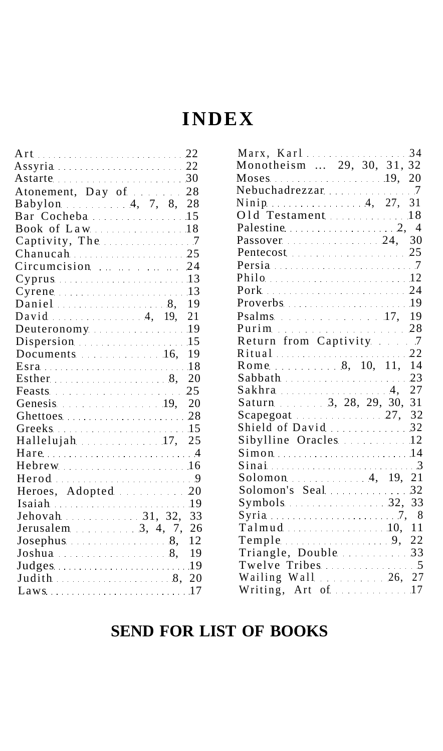# INDEX

Art ... 22
Assyria ... 22
Astarte ... 30
Atonement, Day of ... 28
Babylon ... 4, 7, 8, 28
Bar Cocheba ... 15
Book of Law ... 18
Captivity, The ... 7
Chanucah ... 25
Circumcision ... 24
Cyprus ... 13
Cyrene ... 13
Daniel ... 8, 19
David ... 4, 19, 21
Deuteronomy ... 19
Dispersion ... 15
Documents ... 16, 19
Esra ... 18
Esther ... 8, 20
Feasts ... 25
Genesis ... 19, 20
Ghettoes ... 28
Greeks ... 15
Hallelujah ... 17, 25
Hare ... 4
Hebrew ... 16
Herod ... 9
Heroes, Adopted ... 20
Isaiah ... 19
Jehovah ... 31, 32, 33
Jerusalem ... 3, 4, 7, 26
Josephus ... 8, 12
Joshua ... 8, 19
Judges ... 19
Judith ... 8, 20
Laws ... 17
Marx, Karl ... 34
Monotheism ... 29, 30, 31, 32
Moses ... 19, 20
Nebuchadrezzar ... 7
Ninip ... 4, 27, 31
Old Testament ... 18
Palestine ... 2, 4
Passover ... 24, 30
Pentecost ... 25
Persia ... 7
Philo ... 12
Pork ... 24
Proverbs ... 19
Psalms ... 17, 19
Purim ... 28
Return from Captivity ... 7
Ritual ... 22
Rome ... 8, 10, 11, 14
Sabbath ... 23
Sakhra ... 4, 27
Saturn ... 3, 28, 29, 30, 31
Scapegoat ... 27, 32
Shield of David ... 32
Sibylline Oracles ... 12
Simon ... 14
Sinai ... 3
Solomon ... 4, 19, 21
Solomon's Seal ... 32
Symbols ... 32, 33
Syria ... 7, 8
Talmud ... 10, 11
Temple ... 9, 22
Triangle, Double ... 33
Twelve Tribes ... 5
Wailing Wall ... 26, 27
Writing, Art of ... 17

## SEND FOR LIST OF BOOKS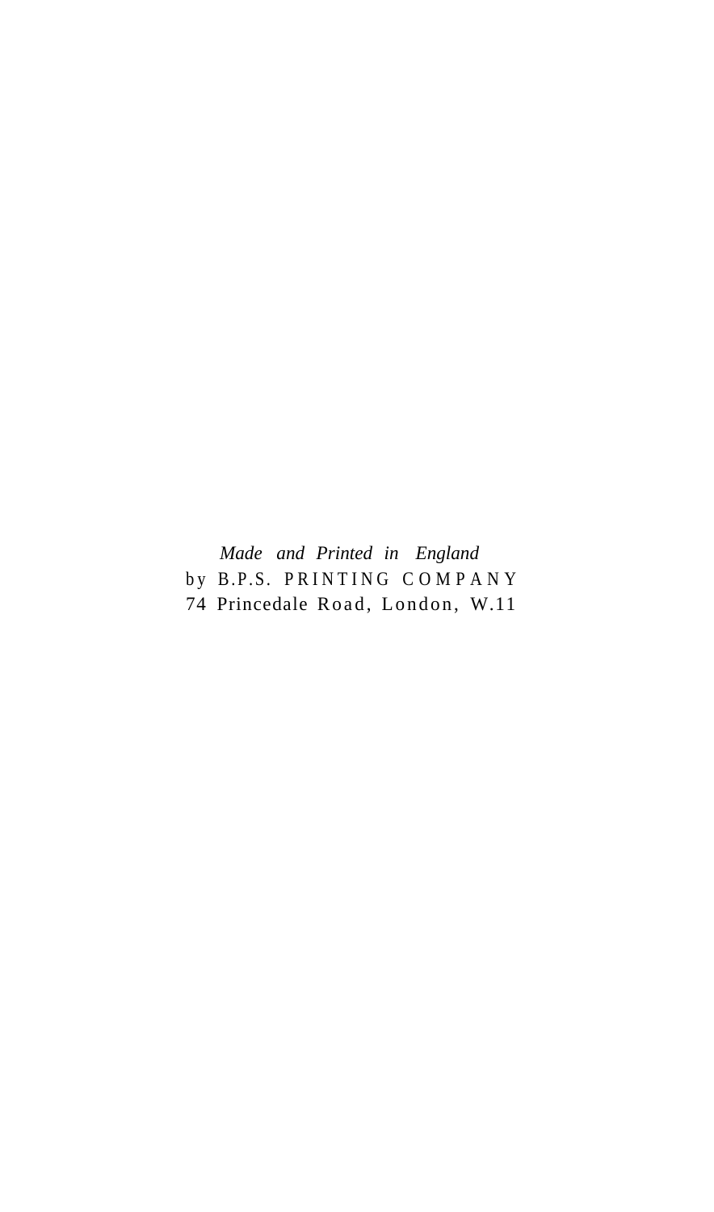*Made and Printed in England*

by B.P.S. PRINTING COMPANY

74 Princedale Road, London, W.11